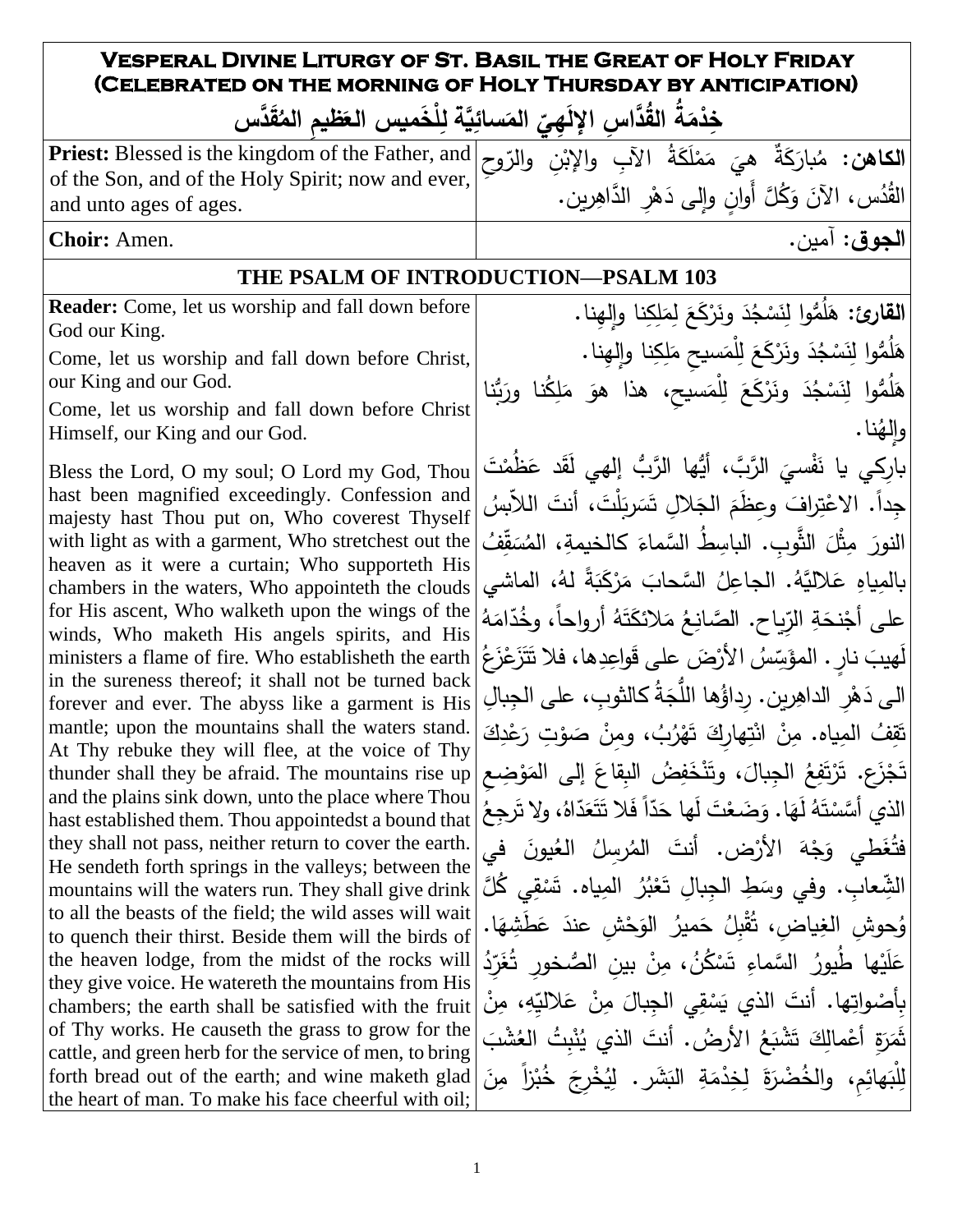# Vesperal Divine Liturgy of St. Basil the Great of Holy Friday (Celebrated on the morning of Holy Thursday by anticipation)

## خِدْمَةُ القُدَّاسِ الإِلَهِيّ المَسائِيَّة لِلْخَميس العَظيمِ المُقَدَّس

| English | Arabic |
|---|---|
| **Priest:** Blessed is the kingdom of the Father, and of the Son, and of the Holy Spirit; now and ever, and unto ages of ages. | **الكاهن:** مُبارَكَةٌ هيَ مَمْلَكَةُ الآبِ والإبْنِ والرّوحِ القُدُس، الآنَ وَكُلَّ أَوانٍ وإلى دَهْرِ الدَّاهِرين. |
| **Choir:** Amen. | **الجوق:** آمين. |

### THE PSALM OF INTRODUCTION—PSALM 103

| English | Arabic |
|---|---|
| **Reader:** Come, let us worship and fall down before God our King.<br>Come, let us worship and fall down before Christ, our King and our God.<br>Come, let us worship and fall down before Christ Himself, our King and our God. | **القارئ:** هَلُمُّوا لِنَسْجُدَ ونَرْكَعَ لِمَلِكِنا وإلهِنا.<br>هَلُمُّوا لِنَسْجُدَ ونَرْكَعَ لِلْمَسيحِ مَلِكِنا وإلهِنا.<br>هَلُمُّوا لِنَسْجُدَ ونَرْكَعَ لِلْمَسيحِ، هذا هوَ مَلِكُنا ورَبُّنا وإلهُنا. |
| Bless the Lord, O my soul; O Lord my God, Thou hast been magnified exceedingly. Confession and majesty hast Thou put on, Who coverest Thyself with light as with a garment, Who stretchest out the heaven as it were a curtain; Who supporteth His chambers in the waters, Who appointeth the clouds for His ascent, Who walketh upon the wings of the winds, Who maketh His angels spirits, and His ministers a flame of fire. Who establisheth the earth in the sureness thereof; it shall not be turned back forever and ever. The abyss like a garment is His mantle; upon the mountains shall the waters stand. At Thy rebuke they will flee, at the voice of Thy thunder shall they be afraid. The mountains rise up and the plains sink down, unto the place where Thou hast established them. Thou appointedst a bound that they shall not pass, neither return to cover the earth. He sendeth forth springs in the valleys; between the mountains will the waters run. They shall give drink to all the beasts of the field; the wild asses will wait to quench their thirst. Beside them will the birds of the heaven lodge, from the midst of the rocks will they give voice. He watereth the mountains from His chambers; the earth shall be satisfied with the fruit of Thy works. He causeth the grass to grow for the cattle, and green herb for the service of men, to bring forth bread out of the earth; and wine maketh glad the heart of man. To make his face cheerful with oil; | بارِكي يا نَفْسيَ الرَّبَّ، أيُّها الرَّبُّ إلهي لَقَد عَظُمْتَ جِداً. الاعْتِرافَ وعِظَمَ الجَلالِ تَسَربَلْتَ، أنتَ اللاّبِسُ النورَ مِثْلَ الثَّوبِ. الباسِطُ السَّماءَ كالخيمةِ، المُسَقِّفُ بالمِياهِ عَلاليَّهُ. الجاعِلُ السَّحابَ مَرْكَبَةً لهُ، الماشي على أجْنَحَةِ الرِّياح. الصَّانِعُ مَلائكَتَهُ أرواحاً، وخُدّامَهُ لَهيبَ نارٍ. المؤَسِّسُ الأرْضَ على قَواعِدِها، فلا تَتَزَعْزَعُ الى دَهْرِ الداهِرين. رِداؤُها اللُّجَةُ كالثوبِ، على الجِبالِ تَقِفُ المِياه. مِنْ انْتِهارِكَ تَهْرُبُ، ومِنْ صَوْتِ رَعْدِكَ تَجْزَع. تَرْتَفِعُ الجِبالَ، وتَنْخَفِضُ البِقاعَ إلى المَوْضِعِ الذي أسَّسْتَهُ لَهَا. وَضَعْتَ لَها حَدّاً فَلا تَتَعَدّاهُ، ولا تَرجِعُ فتُغَطي وَجْهَ الأرْض. أنتَ المُرسِلُ العُيونَ في الشِّعابِ. وفي وسَطِ الجِبالِ تَعْبُرُ المِياه. تَسْقِي كُلَّ وُحوشِ الغِياضِ، تُقْبِلُ حَميرُ الوَحْشِ عندَ عَطَشِهَا. عَلَيْها طُيورُ السَّماءِ تَسْكُنُ، مِنْ بينِ الصُخورِ تُغَرِّدُ بِأصْواتِها. أنتَ الذي يَسْقِي الجِبالَ مِنْ عَلاليِّهِ، مِنْ ثَمَرَةِ أعْمالِكَ تَشْبَعُ الأرضُ. أنتَ الذي يُنْبِتُ العُشْبَ لِلْبَهائِمِ، والخُضْرَةَ لِخِدْمَةِ البَشَر. لِيُخْرِجَ خُبْزاً مِنَ |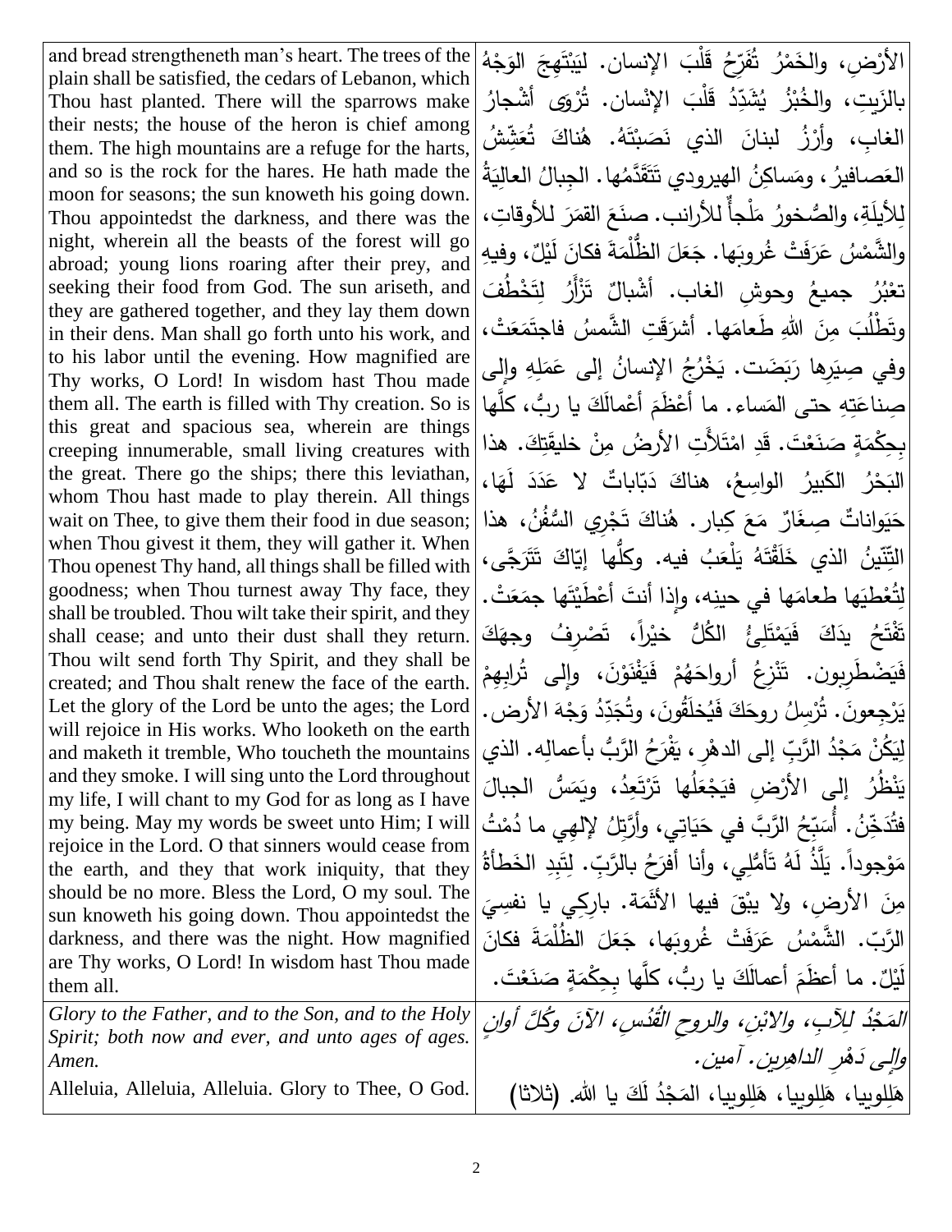| | |
|---|---|
| and bread strengtheneth man's heart. The trees of the plain shall be satisfied, the cedars of Lebanon, which Thou hast planted. There will the sparrows make their nests; the house of the heron is chief among them. The high mountains are a refuge for the harts, and so is the rock for the hares. He hath made the moon for seasons; the sun knoweth his going down. Thou appointedst the darkness, and there was the night, wherein all the beasts of the forest will go abroad; young lions roaring after their prey, and seeking their food from God. The sun ariseth, and they are gathered together, and they lay them down in their dens. Man shall go forth unto his work, and to his labor until the evening. How magnified are Thy works, O Lord! In wisdom hast Thou made them all. The earth is filled with Thy creation. So is this great and spacious sea, wherein are things creeping innumerable, small living creatures with the great. There go the ships; there this leviathan, whom Thou hast made to play therein. All things wait on Thee, to give them their food in due season; when Thou givest it them, they will gather it. When Thou openest Thy hand, all things shall be filled with goodness; when Thou turnest away Thy face, they shall be troubled. Thou wilt take their spirit, and they shall cease; and unto their dust shall they return. Thou wilt send forth Thy Spirit, and they shall be created; and Thou shalt renew the face of the earth. Let the glory of the Lord be unto the ages; the Lord will rejoice in His works. Who looketh on the earth and maketh it tremble, Who toucheth the mountains and they smoke. I will sing unto the Lord throughout my life, I will chant to my God for as long as I have my being. May my words be sweet unto Him; I will rejoice in the Lord. O that sinners would cease from the earth, and they that work iniquity, that they should be no more. Bless the Lord, O my soul. The sun knoweth his going down. Thou appointedst the darkness, and there was the night. How magnified are Thy works, O Lord! In wisdom hast Thou made them all. | الأَرْضِ، والخَمْرُ تُفَرِّحُ قَلْبَ الإنسان. لِيَبْتَهِجَ الوَجْهُ بالزَيتِ، والخُبْزُ يُشَدِّدُ قَلْبَ الإنْسان. تُرْوَى أَشْجارُ الغابِ، وأَرْزُ لبنانَ الذي نَصَبْتَهُ. هُناكَ تُعَشِّشُ العَصافيرُ، ومَساكِنُ الهيرودي تَتَقَدَّمُها. الجِبالُ العالِيَةُ لِلأيلَةِ، والصُّخورُ مَلْجأٌ للأرانب. صنَعَ القمَرَ للأوقاتِ، والشَّمْسُ عَرَفَتْ غُروبَها. جَعَلَ الظُّلْمَةَ فكانَ لَيْلٌ، وفيهِ تعْبُرُ جميعُ وحوشِ الغاب. أَشْبالٌ تَزْأَرُ لِتَخْطُفَ وتَطْلُبَ مِنَ اللهِ طَعامَها. أشرَقَتِ الشَّمسُ فاجتَمَعَتْ، وفي صِيَرِها رَبَضَت. يَخْرُجُ الإنسانُ إلى عَمَلِهِ وإلى صِناعَتِهِ حتى المَساء. ما أَعْظَمَ أَعْمالَكَ يا ربُّ، كلَّها بِحِكْمَةٍ صَنَعْتَ. قَدِ امْتَلأَتِ الأرضُ مِنْ خليقَتِكَ. هذا البَحْرُ الكَبيرُ الواسِعُ، هناكَ دَبّاباتٌ لا عَدَدَ لَهَا، حَيَواناتٌ صِغَارٌ مَعَ كِبار. هُناكَ تَجْرِي السُّفُنُ، هذا التِّنِّينُ الذي خَلَقْتَهُ يَلْعَبُ فيه. وكلُّها إيّاكَ تَتَرَجَّى، لِتُعْطِيَها طعامَها في حينِه، وإذا أنتَ أَعْطَيْتَها جمَعَتْ. تَفْتَحُ يدَكَ فَيَمْتَلِئُ الكُلُّ خيْراً، تَصْرِفُ وجهَكَ فَيَضْطَرِبون. تَنْزِعُ أرواحَهُمْ فَيَفْنَوْنَ، وإلى تُرابِهِمْ يَرْجِعونَ. تُرْسِلُ روحَكَ فَيُخلَقُونَ، وتُجَدِّدُ وَجْهَ الأرض. لِيَكُنْ مَجْدُ الرَّبِّ إلى الدهْرِ، يَفْرَحُ الرَّبُّ بأعمالِه. الذي يَنْظُرُ إلى الأرْضِ فيَجْعَلُها تَرْتَعِدُ، ويَمَسُّ الجبالَ فتُدَخِّنُ. أُسَبِّحُ الرَّبَّ في حَيَاتِي، وأُرَتِّلُ لإلهِي ما دُمْتُ مَوْجوداً. يَلَذُّ لَهُ تَأَمُّلِي، وأنا أفرَحُ بالرَّبِّ. لِتَبِدِ الخَطأةُ مِنَ الأرضِ، ولا يبْقَ فيها الأثَمَة. بارِكِي يا نفسِيَ الرَّبّ. الشَّمْسُ عَرَفَتْ غُروبَها، جَعَلَ الظُّلْمَةَ فكانَ لَيْلٌ. ما أَعظَمَ أعمالَكَ يا ربُّ، كلَّها بِحِكْمَةٍ صَنَعْتَ. |
| *Glory to the Father, and to the Son, and to the Holy Spirit; both now and ever, and unto ages of ages. Amen.* | *المَجْدُ لِلآبِ، والابْنِ، والروحِ القُدُسِ، الآنَ وكُلَّ أوانٍ وإِلى دَهْرِ الداهِرين. آمين.* |
| Alleluia, Alleluia, Alleluia. Glory to Thee, O God. | هَلِلوييا، هَلِلوييا، هَلِلوييا، المَجْدُ لَكَ يا الله. (ثلاثا) |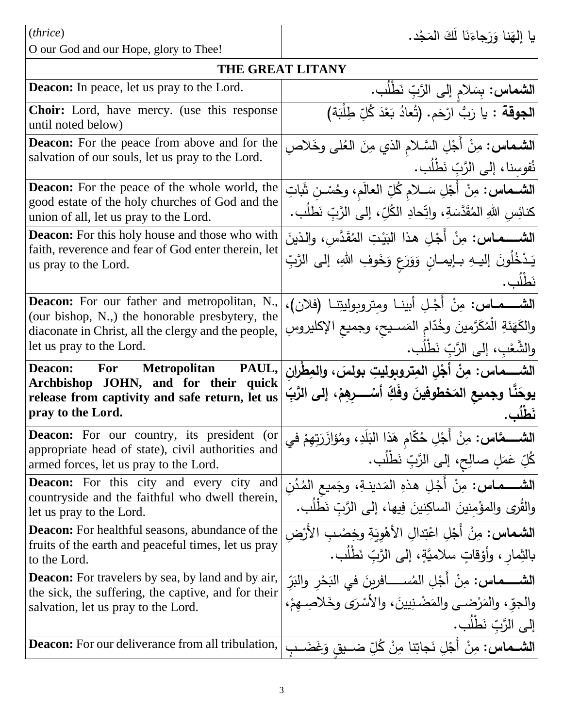| (*thrice*) O our God and our Hope, glory to Thee! | يا إلهَنا وَرَجاءَنَا لَكَ المَجْد. |
|---|---|
| **THE GREAT LITANY** | |
| **Deacon:** In peace, let us pray to the Lord. | **الشماس:** بِسَلامٍ إلى الرَّبِّ نَطْلُب. |
| **Choir:** Lord, have mercy. (use this response until noted below) | **الجوقة** : يا رَبُّ ارْحَم. **(تُعادُ بَعْدَ كُلِّ طِلْبَة)** |
| **Deacon:** For the peace from above and for the salvation of our souls, let us pray to the Lord. | **الشماس:** مِنْ أَجْلِ السَّلامِ الذي مِنَ العُلى وخَلاصِ نُفوسِنا، إلى الرَّبِّ نَطْلُب. |
| **Deacon:** For the peace of the whole world, the good estate of the holy churches of God and the union of all, let us pray to the Lord. | **الشماس:** مِنْ أَجْلِ سَلامِ كُلِّ العالَمِ، وحُسْنِ ثَباتِ كنائِسِ اللهِ المُقَدَّسَةِ، واتِّحادِ الكُلِّ، إلى الرَّبِّ نَطلُب. |
| **Deacon:** For this holy house and those who with faith, reverence and fear of God enter therein, let us pray to the Lord. | **الشماس:** مِنْ أَجْلِ هذا البَيْتِ المُقَدَّسِ، والذينَ يَدْخُلُونَ إليهِ بإيمانٍ وَوَرَعٍ وَخَوفِ اللهِ، إلى الرَّبِّ نَطْلُب. |
| **Deacon:** For our father and metropolitan, N., (our bishop, N.,) the honorable presbytery, the diaconate in Christ, all the clergy and the people, let us pray to the Lord. | **الشماس:** مِنْ أَجْلِ أبينا ومِتروبوليتِنا (فلان)، والكَهَنَةِ الْمُكَرَّمينَ وخُدّامِ المَسيحِ، وجميعِ الإكليروسِ والشَّعْبِ، إلى الرَّبِّ نَطْلُب. |
| **Deacon: For Metropolitan PAUL, Archbishop JOHN, and for their quick release from captivity and safe return, let us pray to the Lord.** | **الشماس: مِنْ أَجْلِ المِتروبوليتِ بولسَ، والمِطْرانِ يوحَنَّا وجميعِ المَخطوفينَ وفَكِّ أسْرِهِمْ، إلى الرَّبِّ نَطْلُب.** |
| **Deacon:** For our country, its president (or appropriate head of state), civil authorities and armed forces, let us pray to the Lord. | **الشمَّاس:** مِنْ أَجْلِ حُكّامِ هَذا البَلَدِ، ومُؤازَرَتِهِمْ في كُلِّ عَمَلٍ صالِحٍ، إلى الرَّبِّ نَطْلُب. |
| **Deacon:** For this city and every city and countryside and the faithful who dwell therein, let us pray to the Lord. | **الشماس:** مِنْ أَجْلِ هذهِ المَدينةِ، وجَميعِ المُدُنِ والقُرى والمؤْمنينَ الساكِنينَ فِيها، إلى الرَّبِّ نَطْلُب. |
| **Deacon:** For healthful seasons, abundance of the fruits of the earth and peaceful times, let us pray to the Lord. | **الشماس:** مِنْ أَجْلِ اعْتِدالِ الأهْوِيَةِ وخِصْبِ الأَرْضِ بالثِمارِ، وأوْقاتٍ سلاميَّةٍ، إلى الرَّبِّ نَطْلُب. |
| **Deacon:** For travelers by sea, by land and by air, the sick, the suffering, the captive, and for their salvation, let us pray to the Lord. | **الشماس:** مِنْ أَجْلِ المُسافرينَ في البَحْرِ والبَرِّ والجوِّ، والمَرْضى والمَضْنِيينَ، والأسْرَى وخَلاصِهِمْ، إلى الرَّبِّ نَطْلُب. |
| **Deacon:** For our deliverance from all tribulation, | **الشماس:** مِنْ أَجْلِ نَجاتِنا مِنْ كُلِّ ضيقٍ وَغَضَبٍ |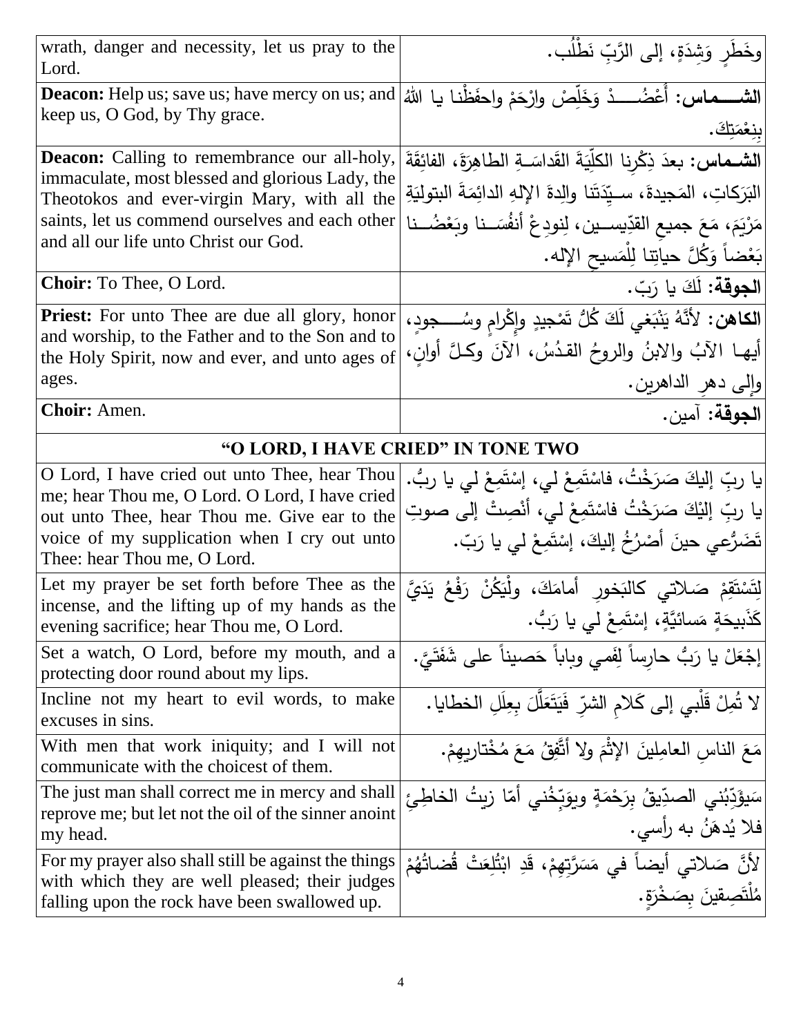| | |
|---|---|
| wrath, danger and necessity, let us pray to the Lord. | وخَطَرٍ وَشِدَةٍ، إلى الرَّبِّ نَطْلُب. |
| **Deacon:** Help us; save us; have mercy on us; and keep us, O God, by Thy grace. | **الشمـــاس:** أَعْضُـــدْ وَخَلِّصْ وارْحَمْ واحفَظْنا يا اللهُ بِنِعْمَتِكَ. |
| **Deacon:** Calling to remembrance our all-holy, immaculate, most blessed and glorious Lady, the Theotokos and ever-virgin Mary, with all the saints, let us commend ourselves and each other and all our life unto Christ our God. | **الشماس:** بعدَ ذِكْرِنا الكلّيَةَ القَداسَـةِ الطاهِرَةَ، الفائِقَةَ البَرَكاتِ، المَجيدةَ، سـيِّدَتَنا والِدةَ الإلهِ الدائِمَةَ البتوليَةِ مَرْيَمَ، مَعَ جميعِ القدّيسـين، لِنودِعْ أنفُسَـنا وبَعْضُـنا بَعْضاً وَكُلَّ حياتِنا لِلْمَسيحِ الإله. |
| **Choir:** To Thee, O Lord. | **الجوقة:** لَكَ يا رَبّ. |
| **Priest:** For unto Thee are due all glory, honor and worship, to the Father and to the Son and to the Holy Spirit, now and ever, and unto ages of ages. | **الكاهن:** لأنَّهُ يَنْبَغي لَكَ كُلُّ تَمْجيدٍ وإكْرامٍ وسُـجودٍ، أيها الآبُ والابنُ والروحُ القدُسُ، الآنَ وكلَّ أوانٍ، وإلى دهرِ الداهرين. |
| **Choir:** Amen. | **الجوقة:** آمين. |
| **"O LORD, I HAVE CRIED" IN TONE TWO** | |
| O Lord, I have cried out unto Thee, hear Thou me; hear Thou me, O Lord. O Lord, I have cried out unto Thee, hear Thou me. Give ear to the voice of my supplication when I cry out unto Thee: hear Thou me, O Lord. | يا ربِّ إليكَ صَرَخْتُ، فاسْتَمِعْ لي، إسْتَمِعْ لي يا ربُّ. يا ربِّ إليْكَ صَرَخْتُ فاسْتَمِعْ لي، أنْصِتْ إلى صوتِ تَضَرُّعي حينَ أصْرُخُ إليكَ، إسْتَمِعْ لي يا رَبّ. |
| Let my prayer be set forth before Thee as the incense, and the lifting up of my hands as the evening sacrifice; hear Thou me, O Lord. | لِتَسْتَقِمْ صَلاتي كالبَخورِ أمامَكَ، ولْيَكُنْ رَفْعُ يَدَيَّ كَذَبيحَةٍ مَسائيَّةٍ، إسْتَمِعْ لي يا رَبُّ. |
| Set a watch, O Lord, before my mouth, and a protecting door round about my lips. | إجْعَلْ يا رَبُّ حارِساً لِفَمي وباباً حَصيناً على شَفَتَيَّ. |
| Incline not my heart to evil words, to make excuses in sins. | لا تُمِلْ قَلْبي إلى كَلامِ الشرّ فَيَتَعَلَّلَ بِعِلَلِ الخطايا. |
| With men that work iniquity; and I will not communicate with the choicest of them. | مَعَ الناسِ العامِلينَ الإثْمَ ولا أتَّفِقُ مَعَ مُخْتاريهِمْ. |
| The just man shall correct me in mercy and shall reprove me; but let not the oil of the sinner anoint my head. | سَيؤَدِّبُني الصدّيقُ بِرَحْمَةٍ ويوَبِّخُني أمّا زيتُ الخاطِئِ فلا يُدهَنُ به رأسي. |
| For my prayer also shall still be against the things with which they are well pleased; their judges falling upon the rock have been swallowed up. | لأنَّ صَلاتي أيضاً في مَسَرَّتِهِمْ، قَدِ ابْتُلِعَتْ قُضاتُهُمْ مُلْتَصِقينَ بِصَخْرَةٍ. |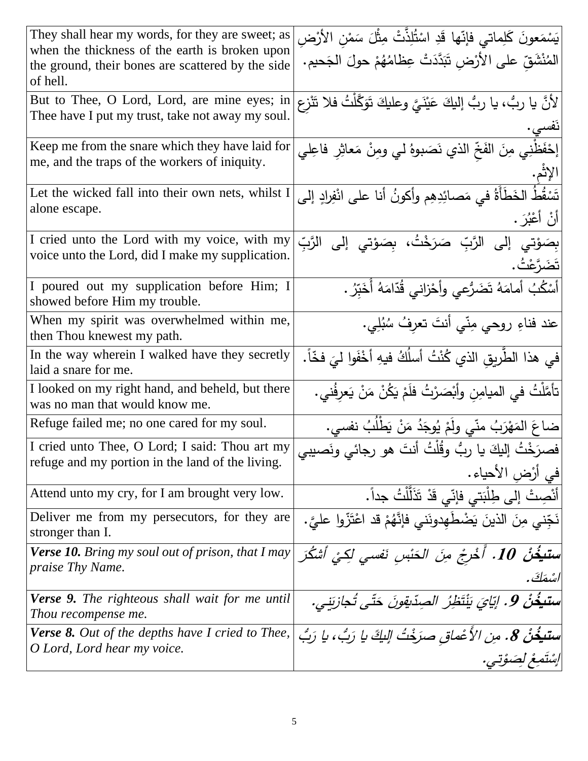| | |
|---|---|
| They shall hear my words, for they are sweet; as when the thickness of the earth is broken upon the ground, their bones are scattered by the side of hell. | يَسْمَعونَ كَلِماتي فإنّها قَدِ اسْتُلِذَّتْ مِثْلَ سَمْنِ الأرْضِ المُنْشَقِّ على الأرْضِ تَبَدَّدَتْ عِظامُهُمْ حولَ الجَحيم. |
| But to Thee, O Lord, Lord, are mine eyes; in Thee have I put my trust, take not away my soul. | لأنَّ يا ربُّ، يا ربُّ إليكَ عَيْنَيَّ وعليكَ تَوَكَّلْتُ فلا تَنْزِعِ نَفسي. |
| Keep me from the snare which they have laid for me, and the traps of the workers of iniquity. | إحْفَظْنِي مِنَ الفَخِّ الذي نَصَبوهُ لي ومِنْ مَعاثِرِ فاعِلِي الإثْمِ. |
| Let the wicked fall into their own nets, whilst I alone escape. | تَسْقُطُ الخَطَأَةُ في مَصائِدِهِم وأكونُ أنا على انْفِرادٍ إلى أنْ أعْبُرَ. |
| I cried unto the Lord with my voice, with my voice unto the Lord, did I make my supplication. | بِصَوْتي إلى الرَّبِّ صَرَخْتُ، بِصَوْتي إلى الرَّبِّ تَضَرَّعْتُ. |
| I poured out my supplication before Him; I showed before Him my trouble. | أسْكُبُ أمامَهُ تَضَرُّعِي وأحْزاني قُدّامَهُ أُخَبِّرُ. |
| When my spirit was overwhelmed within me, then Thou knewest my path. | عند فناءِ روحي مِنّي أنتَ تعرِفُ سُبُلِي. |
| In the way wherein I walked have they secretly laid a snare for me. | في هذا الطَّريقِ الذي كُنْتُ أسلُكُ فيهِ أخْفَوا ليَ فخّاً. |
| I looked on my right hand, and beheld, but there was no man that would know me. | تأمَّلْتُ في الميامِنِ وأبْصَرْتُ فلَمْ يَكُنْ مَنْ يَعرِفُني. |
| Refuge failed me; no one cared for my soul. | ضاعَ المَهْرَبُ منّي ولَمْ يُوجَدُ مَنْ يَطْلُبُ نفسي. |
| I cried unto Thee, O Lord; I said: Thou art my refuge and my portion in the land of the living. | فصرَخْتُ إليكَ يا ربُّ وقُلْتُ أنتَ هو رجائي ونَصيبي في أرْضِ الأحياء. |
| Attend unto my cry, for I am brought very low. | أنْصِتْ إلى طِلْبَتي فإنّي قَدْ تَذَلَّلْتُ جداً. |
| Deliver me from my persecutors, for they are stronger than I. | نَجِّني مِنَ الذينَ يَضْطَهِدونَني فإنَّهُمْ قد اعْتَزّوا عليَّ. |
| ***Verse 10.*** *Bring my soul out of prison, that I may praise Thy Name.* | ***ستيخُنْ 10.*** *أَخْرِجْ مِنَ الحَبْسِ نَفسي لِكَيْ أشكُرَ اسْمَكَ.* |
| ***Verse 9.*** *The righteous shall wait for me until Thou recompense me.* | ***ستيخُنْ 9.*** *إيّايَ يَنْتَظِرُ الصِدّيقونَ حَتّى تُجازيَني.* |
| ***Verse 8.*** *Out of the depths have I cried to Thee, O Lord, Lord hear my voice.* | ***ستيخُنْ 8.*** *مِن الأَعْماقِ صرَخْتُ إليكَ يا رَبُّ، يا رَبُّ إسْتَمِعْ لِصَوْتي.* |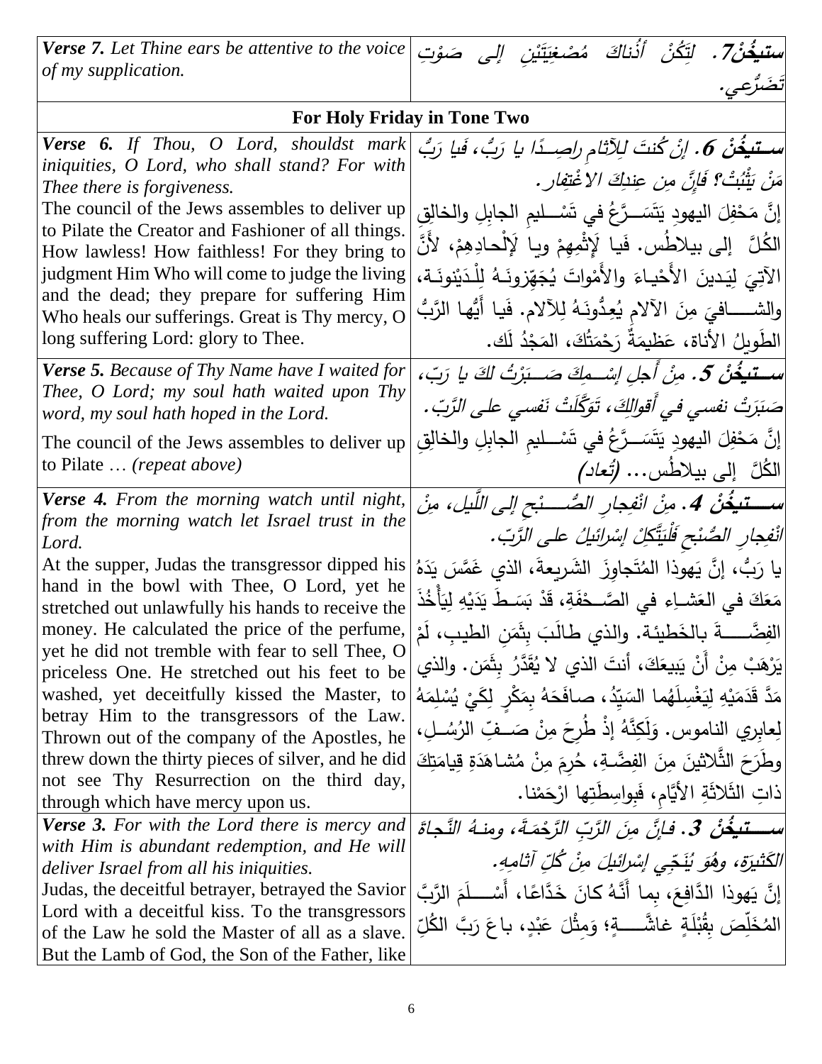| | |
|---|---|
| ***Verse 7.*** *Let Thine ears be attentive to the voice of my supplication.* | ***ستيخُنْ 7.*** *لِتَكُنْ أُذُناكَ مُصْغِيَتَيْنِ إلى صَوْتِ تَضَرُّعي.* |
| **For Holy Friday in Tone Two** | |
| ***Verse 6.*** *If Thou, O Lord, shouldst mark iniquities, O Lord, who shall stand? For with Thee there is forgiveness.*<br>The council of the Jews assembles to deliver up to Pilate the Creator and Fashioner of all things. How lawless! How faithless! For they bring to judgment Him Who will come to judge the living and the dead; they prepare for suffering Him Who heals our sufferings. Great is Thy mercy, O long suffering Lord: glory to Thee. | ***ستيخُنْ 6.*** *إنْ كُنتَ لِلآثامِ راصِدًا يا رَبُّ، فَيا رَبُّ مَنْ يَثْبُتْ؟ فَإنَّ مِن عِندِكَ الاغْتِفار.*<br>إنَّ مَحْفِلَ اليهودِ يَتَسَرَّعُ في تَسْليمِ الجابِلِ والخالِقِ الكُلَّ إلى بيلاطُس. فَيا لإِثْمِهِمْ ويا لإِلْحادِهِمْ، لأَنَّ الآتِيَ لِيَدينَ الأَحْياءَ والأَمْواتَ يُجَهِّزونَهُ لِلْدَيْنونَةِ، والشافيَ مِنَ الآلامِ يُعِدُّونَهُ لِلآلام. فَيا أَيُّها الرَّبُّ الطَويلُ الأناة، عَظيمَةٌ رَحْمَتُكَ، المَجْدُ لَك. |
| ***Verse 5.*** *Because of Thy Name have I waited for Thee, O Lord; my soul hath waited upon Thy word, my soul hath hoped in the Lord.*<br>The council of the Jews assembles to deliver up to Pilate … *(repeat above)* | ***ستيخُنْ 5.*** *مِنْ أَجلِ إسْمِكَ صَبَرْتُ لكَ يا رَبّ، صَبَرَتْ نفسي في أَقوالِكَ، تَوَكَّلَتْ نَفسي على الرَّبّ.*<br>إنَّ مَحْفِلَ اليهودِ يَتَسَرَّعُ في تَسْليمِ الجابِلِ والخالِقِ الكُلَّ إلى بيلاطُس... *(تُعاد)* |
| ***Verse 4.*** *From the morning watch until night, from the morning watch let Israel trust in the Lord.*<br>At the supper, Judas the transgressor dipped his hand in the bowl with Thee, O Lord, yet he stretched out unlawfully his hands to receive the money. He calculated the price of the perfume, yet he did not tremble with fear to sell Thee, O priceless One. He stretched out his feet to be washed, yet deceitfully kissed the Master, to betray Him to the transgressors of the Law. Thrown out of the company of the Apostles, he threw down the thirty pieces of silver, and he did not see Thy Resurrection on the third day, through which have mercy upon us. | ***ستيخُنْ 4.*** *مِنْ انْفِجارِ الصُّبْحِ إلى اللَّيل، مِنْ انْفِجارِ الصُّبْحِ فَلْيَتَّكِلْ إسْرائيلُ على الرَّبّ.*<br>يا رَبُّ، إنَّ يَهوذا المُتَجاوِزَ الشَّريعةَ، الذي غَمَّسَ يَدَهُ مَعَكَ في العَشاءِ في الصَّحْفَةِ، قَدْ بَسَطَ يَدَيْهِ لِيَأْخُذَ الفِضَّةَ بالخَطيئة. والذي طالَبَ بِثَمَنِ الطيبِ، لَمْ يَرْهَبْ مِنْ أَنْ يَبيعَكَ، أنتَ الذي لا يُقَدَّرُ بِثَمَن. والذي مَدَّ قَدَمَيْهِ لِيَغْسِلَهُما السَيِّدُ، صافَحَهُ بِمَكْرٍ لِكَيْ يُسْلِمَهُ لِعابِري الناموس. وَلَكِنَّهُ إذْ طُرِحَ مِنْ صَفِّ الرُسُلِ، وطَرَحَ الثَّلاثينَ مِنَ الفِضَّةِ، حُرِمَ مِنْ مُشاهَدَةِ قِيامَتِكَ ذاتِ الثَلاثَةِ الأَيَّامِ، فَبِواسِطَتِها ارْحَمْنا. |
| ***Verse 3.*** *For with the Lord there is mercy and with Him is abundant redemption, and He will deliver Israel from all his iniquities.*<br>Judas, the deceitful betrayer, betrayed the Savior Lord with a deceitful kiss. To the transgressors of the Law he sold the Master of all as a slave. But the Lamb of God, the Son of the Father, like | ***ستيخُنْ 3.*** *فإنَّ مِنَ الرَّبِّ الرَّحْمَةَ، ومنهُ النَّجاةَ الكَثيرَة، وهُوَ يُنَجِّي إسْرائيلَ مِنْ كُلِّ آثامِهِ.*<br>إنَّ يَهوذا الدَّافِعَ، بِما أَنَّهُ كانَ خَدَّاعًا، أَسْلَمَ الرَّبَّ المُخَلِّصَ بِقُبْلَةٍ غاشَّةٍ؛ وَمِثْلَ عَبْدٍ، باعَ رَبَّ الكُلِّ |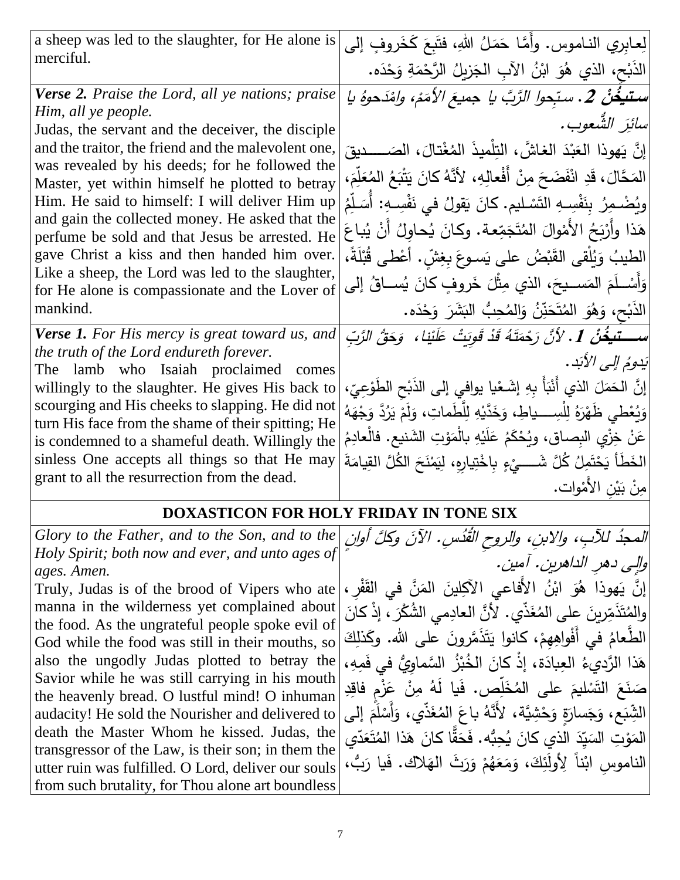| | |
|---|---|
| a sheep was led to the slaughter, for He alone is merciful. | لِعابِرِي النـاموس. وأَمَّا حَمَلُ اللهِ، فتَبِعَ كَخَروفٍ إلى الذَبْحِ، الذي هُوَ ابْنُ الآبِ الجَزيلُ الرَّحْمَةِ وَحْدَه. |
| ***Verse 2.*** *Praise the Lord, all ye nations; praise Him, all ye people.*<br>Judas, the servant and the deceiver, the disciple and the traitor, the friend and the malevolent one, was revealed by his deeds; for he followed the Master, yet within himself he plotted to betray Him. He said to himself: I will deliver Him up and gain the collected money. He asked that the perfume be sold and that Jesus be arrested. He gave Christ a kiss and then handed him over. Like a sheep, the Lord was led to the slaughter, for He alone is compassionate and the Lover of mankind. | ***ستيخُنْ 2.*** *سبِّحوا الرَّبَّ يا جميعَ الأُمَمْ، وامْدَحوهُ يا سائِرَ الشُّعوب.*<br>إنَّ يَهوذا العَبْدَ الغاشَّ، التِلْميذَ المُغْتالَ، الصَـــديقَ المَحَّالَ، قَدِ انْفَضَحَ مِنْ أَفْعالِهِ، لأنَّهُ كانَ يَتْبَعُ المُعَلِّمَ، ويُضْمِرُ بِنَفْسِهِ التَسْليم. كانَ يَقولُ في نَفْسِهِ: أُسَلِّمُ هَذا وأَرْبَحُ الأَمْوالَ المُتَجَمِّعة. وكانَ يُحاوِلُ أَنْ يُباعَ الطيبُ وَيُلْقى القَبْضُ على يَسوعَ بِغِشٍّ. أَعْطى قُبْلَةً وَأَسْلَمَ المَسيحَ، الذي مِثْلَ خَروفٍ كانَ يُساقُ إلى الذَبْحِ، وَهُوَ المُتَحَنِّنُ وَالمُحِبُّ البَشَرَ وَحْدَه. |
| ***Verse 1.*** *For His mercy is great toward us, and the truth of the Lord endureth forever.*<br>The lamb who Isaiah proclaimed comes willingly to the slaughter. He gives His back to scourging and His cheeks to slapping. He did not turn His face from the shame of their spitting; He is condemned to a shameful death. Willingly the sinless One accepts all things so that He may grant to all the resurrection from the dead. | ***ستيخُنْ 1.*** *لأنَّ رَحْمَتَهُ قَدْ قَوِيَتْ عَلَيْنا، وَحَقُّ الرَّبِّ يَدومُ إلى الأبَد.*<br>إنَّ الحَمَلَ الذي أَنْبَأَ بِهِ إِشَعْيا يوافي إلى الذَبْحِ الطَوْعِيّ، وَيُعْطي ظَهْرَهُ لِلْسِياطِ، وَخَدَّيْهِ لِلَّطَماتِ، وَلَمْ يَرُدَّ وَجْهَهُ عَنْ خِزْيِ البِصاق، ويُحْكَمُ عَلَيْهِ بالْمَوْتِ الشَنيع. فالْعادِمُ الخَطَأَ يَحْتَمِلُ كُلَّ شَيْءٍ بِاخْتِيارِهِ، لِيَمْنَحَ الكُلَّ القِيامَةَ مِنْ بَيْنِ الأَمْوات. |

## DOXASTICON FOR HOLY FRIDAY IN TONE SIX

| | |
|---|---|
| *Glory to the Father, and to the Son, and to the Holy Spirit; both now and ever, and unto ages of ages. Amen.*<br>Truly, Judas is of the brood of Vipers who ate manna in the wilderness yet complained about the food. As the ungrateful people spoke evil of God while the food was still in their mouths, so also the ungodly Judas plotted to betray the Savior while he was still carrying in his mouth the heavenly bread. O lustful mind! O inhuman audacity! He sold the Nourisher and delivered to death the Master Whom he kissed. Judas, the transgressor of the Law, is their son; in them the utter ruin was fulfilled. O Lord, deliver our souls from such brutality, for Thou alone art boundless | *المجدُ للآبِ، والابنِ، والروحِ القُدُسِ. الآنَ وكلَّ أوانٍ وإلى دهرِ الداهرين. آمين.*<br>إنَّ يَهوذا هُوَ ابْنُ الأَفاعي الآكِلينَ المَنَّ في القَفْرِ، والمُتَذَمِّرينَ على المُغَذّي. لأنَّ العادِمي الشُكْرَ، إذْ كانَ الطَّعامُ في أَفْواهِهِمْ، كانوا يَتَذَمَّرونَ على الله. وكَذلِكَ هَذا الرَّديءُ العِبادَة، إذْ كانَ الخُبْزُ السَّماوِيُّ في فَمِهِ، صَنَعَ التَسْليمَ على المُخَلِّص. فَيا لَهُ مِنْ عَزْمٍ فاقِدِ الشِّبَعِ، وَجَسارَةٍ وَحْشِيَّة، لأَنَّهُ باعَ المُغَذّي، وَأَسْلَمَ إلى المَوْتِ السَيِّدَ الذي كانَ يُحِبُّه. فَحَقًّا كانَ هَذا المُتَعَدّي الناموسِ ابْناً لِأُولَئِكَ، وَمَعَهُمْ وَرِثَ الهَلاك. فَيا رَبُّ، |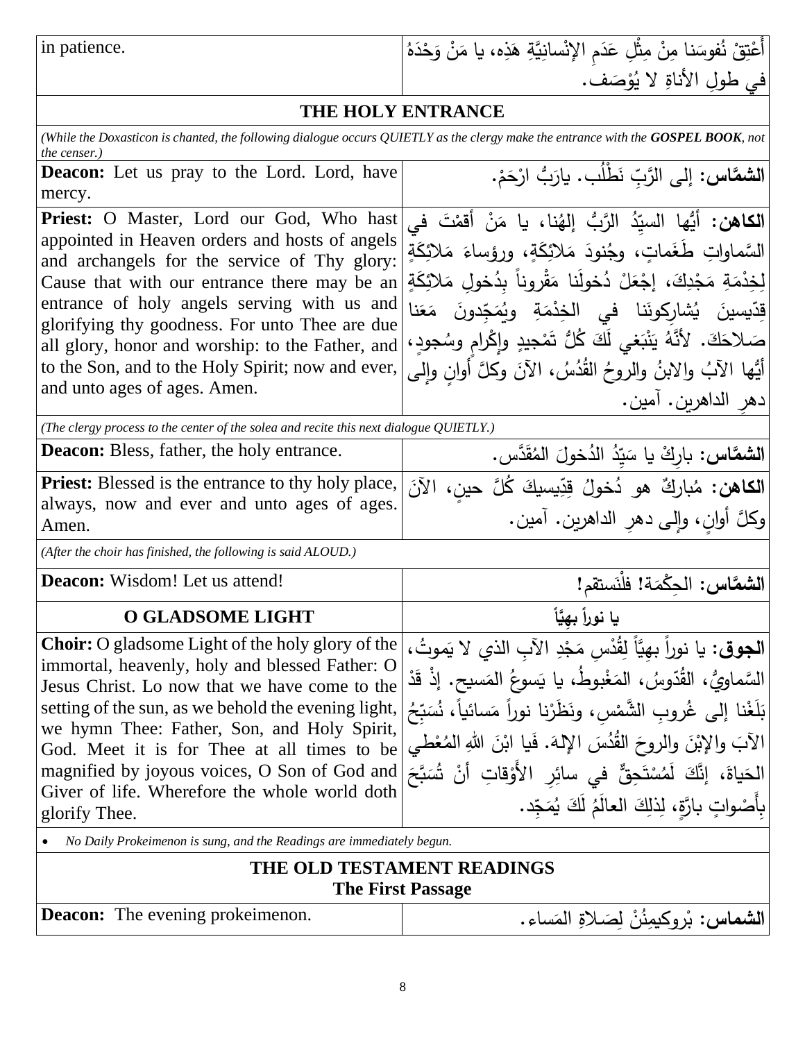| in patience. | أَعْتِقْ نُفوسَنا مِنْ مِثْلِ عَدَمِ الإنْسانِيَّةِ هَذِه، يا مَنْ وَحْدَهُ في طولِ الأناةِ لا يُوْصَف. |
|---|---|

## THE HOLY ENTRANCE

*(While the Doxasticon is chanted, the following dialogue occurs QUIETLY as the clergy make the entrance with the **GOSPEL BOOK**, not the censer.)*

| | |
|---|---|
| **Deacon:** Let us pray to the Lord. Lord, have mercy. | **الشمَّاس:** إلى الرَّبِّ نَطْلُب. يارَبُّ ارْحَمْ. |
| **Priest:** O Master, Lord our God, Who hast appointed in Heaven orders and hosts of angels and archangels for the service of Thy glory: Cause that with our entrance there may be an entrance of holy angels serving with us and glorifying thy goodness. For unto Thee are due all glory, honor and worship: to the Father, and to the Son, and to the Holy Spirit; now and ever, and unto ages of ages. Amen. | **الكاهن:** أيُّها السيِّدُ الرَّبُّ إلهُنا، يا مَنْ أقمْتَ في السَّماواتِ طَغَماتٍ، وجُنودَ مَلائِكَةٍ، ورؤساءَ مَلائِكَةٍ لِخِدْمَةِ مَجْدِكَ، إجْعَلْ دُخولَنا مَقْروناً بِدُخولِ مَلائِكَةٍ قِدّيسينَ يُشارِكونَنا في الخِدْمَةِ ويُمَجِّدونَ مَعَنا صَلاحَكَ. لأنَّهُ يَنْبَغي لَكَ كُلُّ تَمْجيدٍ وإكْرامٍ وسُجودٍ، أيُّها الآبُ والابنُ والروحُ القُدُسُ، الآنَ وكلَّ أوانٍ وإلى دهرِ الداهرين. آمين. |

*(The clergy process to the center of the solea and recite this next dialogue QUIETLY.)*

| | |
|---|---|
| **Deacon:** Bless, father, the holy entrance. | **الشمَّاس:** بارِكْ يا سَيِّدُ الدُخولَ المُقَدَّس. |
| **Priest:** Blessed is the entrance to thy holy place, always, now and ever and unto ages of ages. Amen. | **الكاهن:** مُبارَكٌ هو دُخولُ قِدّيسيكَ كُلَّ حينٍ، الآنَ وكلَّ أوانٍ، وإلى دهرِ الداهرين. آمين. |

*(After the choir has finished, the following is said ALOUD.)*

| | |
|---|---|
| **Deacon:** Wisdom! Let us attend! | **الشمَّاس:** الحِكْمَة! فلْنَستقم! |

## O GLADSOME LIGHT / يا نوراً بهِيَّاً

| | |
|---|---|
| **Choir:** O gladsome Light of the holy glory of the immortal, heavenly, holy and blessed Father: O Jesus Christ. Lo now that we have come to the setting of the sun, as we behold the evening light, we hymn Thee: Father, Son, and Holy Spirit, God. Meet it is for Thee at all times to be magnified by joyous voices, O Son of God and Giver of life. Wherefore the whole world doth glorify Thee. | **الجوق:** يا نوراً بهِيَّاً لِقُدْسِ مَجْدِ الآبِ الذي لا يَموتُ، السَّماويُّ، القُدّوسُ، المَغْبوطُ، يا يَسوعُ المَسيح. إذْ قَدْ بَلَغْنا إلى غُروبِ الشَّمْسِ، ونَظَرْنا نوراً مَسائياً، نُسَبِّحُ الآبَ والإبْنَ والروحَ القُدُسَ الإلهَ. فَيا ابْنَ اللهِ المُعْطي الحَياةَ، إنَّكَ لَمُسْتَحِقٌّ في سائِرِ الأَوْقاتِ أنْ تُسَبَّحَ بِأَصْواتٍ بارَّةٍ، لِذلِكَ العالَمُ لَكَ يُمَجِّد. |

- *No Daily Prokeimenon is sung, and the Readings are immediately begun.*

## THE OLD TESTAMENT READINGS
### The First Passage

| | |
|---|---|
| **Deacon:** The evening prokeimenon. | **الشماس:** بْروكيمِنُنْ لِصَلاةِ المَساء. |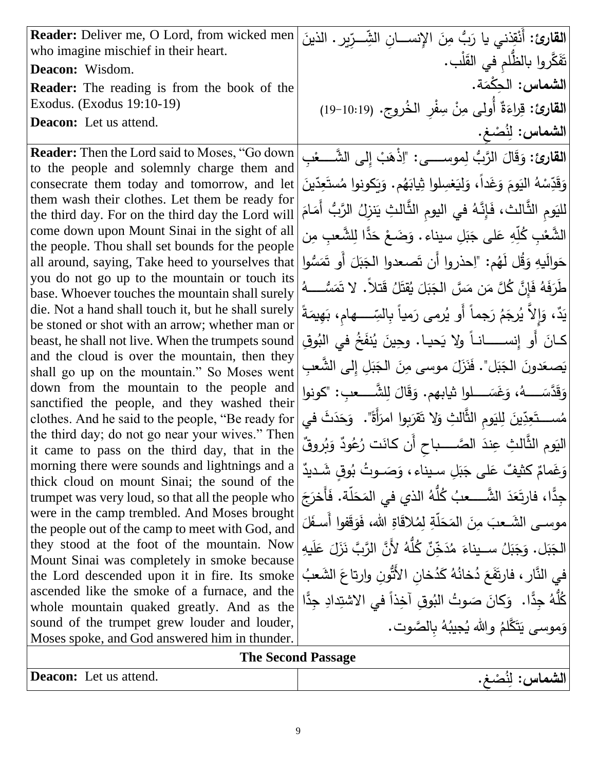| | |
|---|---|
| **Reader:** Deliver me, O Lord, from wicked men who imagine mischief in their heart.<br>**Deacon:** Wisdom.<br>**Reader:** The reading is from the book of the Exodus. (Exodus 19:10-19)<br>**Deacon:** Let us attend. | **القارئ:** أَنْقِذني يا رَبُّ مِنَ الإِنسـانِ الشِّـرِّير. الذينَ تَفَكَّروا بالظُّلمِ في القَلْب.<br>**الشماس:** الحِكْمَة.<br>**القارئ:** قِراءَةٌ أُولى مِنْ سِفْرِ الخُروج. (19:10-19)<br>**الشماس:** لِنُصْغ. |
| **Reader:** Then the Lord said to Moses, "Go down to the people and solemnly charge them and consecrate them today and tomorrow, and let them wash their clothes. Let them be ready for the third day. For on the third day the Lord will come down upon Mount Sinai in the sight of all the people. Thou shall set bounds for the people all around, saying, Take heed to yourselves that you do not go up to the mountain or touch its base. Whoever touches the mountain shall surely die. Not a hand shall touch it, but he shall surely be stoned or shot with an arrow; whether man or beast, he shall not live. When the trumpets sound and the cloud is over the mountain, then they shall go up on the mountain." So Moses went down from the mountain to the people and sanctified the people, and they washed their clothes. And he said to the people, "Be ready for the third day; do not go near your wives." Then it came to pass on the third day, that in the morning there were sounds and lightnings and a thick cloud on mount Sinai; the sound of the trumpet was very loud, so that all the people who were in the camp trembled. And Moses brought the people out of the camp to meet with God, and they stood at the foot of the mountain. Now Mount Sinai was completely in smoke because the Lord descended upon it in fire. Its smoke ascended like the smoke of a furnace, and the whole mountain quaked greatly. And as the sound of the trumpet grew louder and louder, Moses spoke, and God answered him in thunder. | **القارئ:** وَقَالَ الرَّبُّ لِموسى: "اِذْهَبْ إِلى الشَّعْبِ وَقَدِّسْهُ اليَومَ وَغَداً، وَليَغسِلوا ثِيابَهُم. وَيَكونوا مُستَعِدّينَ لليَومِ الثَّالث، فَإِنَّهُ في اليومِ الثَّالثِ يَنزِلُ الرَّبُّ أَمَامَ الشَّعْبِ كُلِّهِ عَلى جَبَلِ سيناء. وَضَعْ حَدًّا لِلشَّعبِ مِن حَوالَيهِ وَقُل لَهُم: "اِحذروا أَن تَصعدوا الجَبَلَ أَو تَمَسُّوا طَرَفَهُ فَإِنَّ كُلَّ مَن مَسَّ الجَبَلَ يُقتَلُ قَتلاً. لا تَمَسُّهُ يَدٌ، وَإِلاَّ يُرجَمُ رَجماً أَو يُرمى رَمياً بِالسِّهام، بَهيمَةً كانَ أَو إِنساناً ولا يَحيا. وحِينَ يُنفَخُ في البُوقِ يَصعَدونَ الجَبَل". فَنَزَلَ موسى مِنَ الجَبَلِ إِلى الشَّعبِ وَقَدَّسَهُ، وَغَسَلوا ثيابهم. وَقالَ لِلشَّعبِ: "كونوا مُستَعِدّينَ لِليَومِ الثَّالثِ وَلا تَقرَبوا امرَأَةً". وَحَدَثَ في اليَوم الثَّالثِ عِندَ الصَّباحِ أَن كانَت رُعُودٌ وَبُروقٌ وَغَمامٌ كثيفٌ عَلى جَبَلِ سيناء، وَصَوتُ بُوقٍ شَديدٌ جِدًّا، فارتَعَدَ الشَّعبُ كُلُّهُ الذي في المَحَلّة. فَأَخرَجَ موسى الشَعبَ مِنَ المَحَلّةِ لِمُلاقَاةِ الله، فَوَقفوا أَسفَلَ الجَبَل. وَجَبَلُ سيناءَ مُدَخِّنٌ كُلُّهُ لأَنَّ الرَّبَّ نَزَلَ عَلَيهِ في النَّار، فارتَفَعَ دُخانُهُ كَدُخانِ الأَتُّونِ وارتاعَ الشَعبُ كُلُّهُ جِدًّا. وَكانَ صَوتُ البُوقِ آخِذاً في الاشتِدادِ جِدًّا وَموسى يَتَكَلَّمُ والله يُجيبُهُ بِالصَّوت. |
| **The Second Passage** | |
| **Deacon:** Let us attend. | **الشماس:** لِنُصْغ. |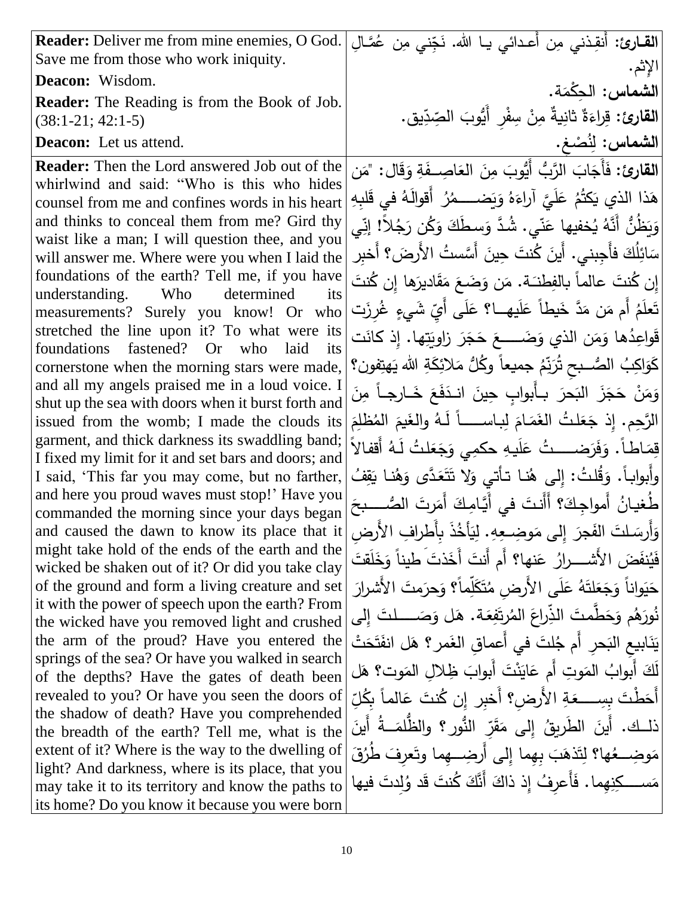| | |
|---|---|
| **Reader:** Deliver me from mine enemies, O God. Save me from those who work iniquity. | **القارئ:** أَنقِذني مِن أَعدائي يا الله. نَجِّني مِن عُمَّالِ الإثم. |
| **Deacon:** Wisdom. | **الشماس:** الحِكْمَة. |
| **Reader:** The Reading is from the Book of Job. (38:1-21; 42:1-5) | **القارئ:** قِراءَةٌ ثانِيةٌ مِنْ سِفْرِ أَيُّوبَ الصِّدِّيق. |
| **Deacon:** Let us attend. | **الشماس:** لِنُصْغِ. |
| **Reader:** Then the Lord answered Job out of the whirlwind and said: "Who is this who hides counsel from me and confines words in his heart and thinks to conceal them from me? Gird thy waist like a man; I will question thee, and you will answer me. Where were you when I laid the foundations of the earth? Tell me, if you have understanding. Who determined its measurements? Surely you know! Or who stretched the line upon it? To what were its foundations fastened? Or who laid its cornerstone when the morning stars were made, and all my angels praised me in a loud voice. I shut up the sea with doors when it burst forth and issued from the womb; I made the clouds its garment, and thick darkness its swaddling band; I fixed my limit for it and set bars and doors; and I said, 'This far you may come, but no farther, and here you proud waves must stop!' Have you commanded the morning since your days began and caused the dawn to know its place that it might take hold of the ends of the earth and the wicked be shaken out of it? Or did you take clay of the ground and form a living creature and set it with the power of speech upon the earth? From the wicked have you removed light and crushed the arm of the proud? Have you entered the springs of the sea? Or have you walked in search of the depths? Have the gates of death been revealed to you? Or have you seen the doors of the shadow of death? Have you comprehended the breadth of the earth? Tell me, what is the extent of it? Where is the way to the dwelling of light? And darkness, where is its place, that you may take it to its territory and know the paths to its home? Do you know it because you were born | **القارئ:** فَأَجَابَ الرَّبُّ أَيُّوبَ مِنَ العَاصِفَةِ وَقَال: "مَن هَذا الذي يَكتُمُ عَلَيَّ آراءَهُ وَيَضمُرُ أَقوالَهُ في قَلبِهِ وَيَظُنُّ أَنَّهُ يُخفيها عَنّي. شُدَّ وَسطَكَ وَكُن رَجُلاً! إنّي سَائِلُكَ فأَجِبني. أَينَ كُنتَ حِينَ أَسَّستُ الأَرضَ؟ أَخبِر إن كُنتَ عالماً بالفِطنَة. مَن وَضَعَ مَقَاديرَها إن كُنتَ تَعلَمُ أَم مَن مَدَّ خَيطاً عَلَيها؟ عَلَى أَيِّ شَيءٍ غُرِزَت قَواعِدُها وَمَن الذي وَضَعَ حَجَرَ زاوِيَتِها. إذ كانَت كَواكِبُ الصُّبحِ تُرَنِّمُ جميعاً وكُلُّ مَلائِكَةِ الله يَهتِفون؟ وَمَنْ حَجَزَ البَحرَ بأَبوابٍ حِينَ اندَفَعَ خَارِجاً مِنَ الرَّحِم. إذ جَعَلتُ الغَمَامَ لِباساً لَهُ والغَيمَ المُظلِمَ قِمَاطاً. وَفَرَضتُ عَلَيهِ حكمِي وَجَعَلتُ لَهُ أَقفالاً وأَبواباً. وَقُلتُ: إلى هُنا تأتي وَلا تَتَعَدَّى وَهُنا يَقِفُ طُغيانُ أَمواجِكَ؟ أَأَنتَ في أَيَّامِكَ أَمَرتَ الصُّبحَ وَأَرسَلتَ الفَجرَ إلى مَوضِعِهِ. لِيَأخُذَ بِأَطرافِ الأَرضِ فَيُنفَضَ الأَشرارُ عَنها؟ أَم أَنتَ أَخَذتَ طيناً وَخَلَقتَ حَيَواناً وَجَعَلتَهُ عَلَى الأَرضِ مُتَكَلِّماً؟ وَحرَمتَ الأَشرارَ نُورَهُم وَحَطَّمتَ الذِّراعَ المُرتَفِعَة. هَل وَصَلتَ إلى يَنَابيعِ البَحرِ أَم جُلتَ في أَعماقِ الغَمر؟ هَل انفَتَحَتْ لَكَ أَبوابُ المَوتِ أَم عَايَنْتَ أَبوابَ ظِلالِ المَوت؟ هَل أَحَطْتَ بِسَعَةِ الأَرضِ؟ أَخبِر إن كُنتَ عَالماً بِكُلِّ ذلك. أَينَ الطَرِيقُ إلى مَقَرِّ النُّور؟ والظُّلمَةُ أَينَ مَوضِعُها؟ لِتَذهَبَ بِهِما إلى أَرضِهِما وتَعرِفَ طُرُقَ مَسكِنِهِما. فَأَعرِفُ إذ ذاكَ أَنَّكَ كُنتَ قَد وُلِدتَ فيها |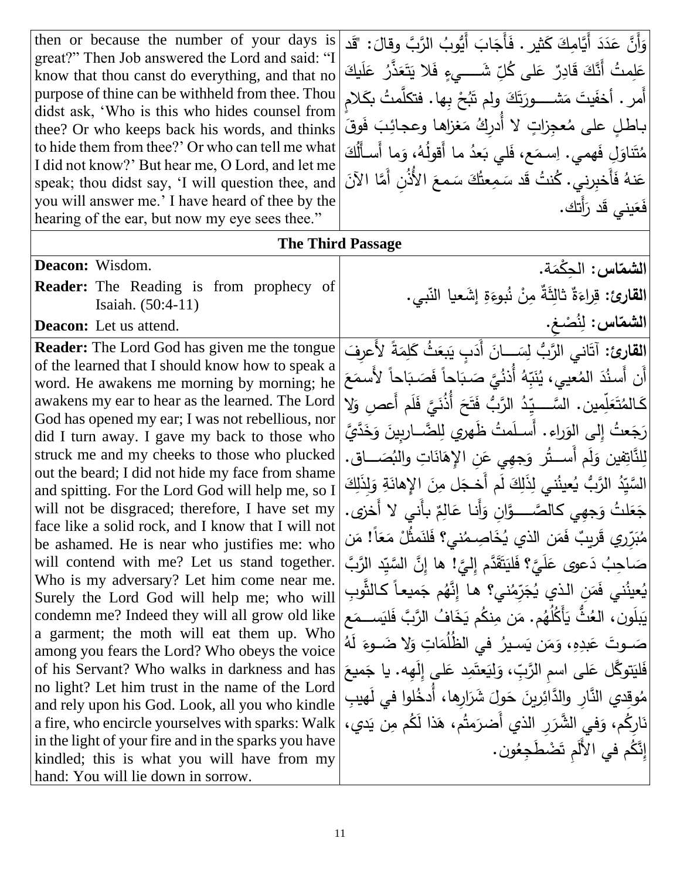| | |
|---|---|
| then or because the number of your days is great?" Then Job answered the Lord and said: "I know that thou canst do everything, and that no purpose of thine can be withheld from thee. Thou didst ask, 'Who is this who hides counsel from thee? Or who keeps back his words, and thinks to hide them from thee?' Or who can tell me what I did not know?' But hear me, O Lord, and let me speak; thou didst say, 'I will question thee, and you will answer me.' I have heard of thee by the hearing of the ear, but now my eye sees thee." | وَأَنَّ عَدَدَ أَيَّامِكَ كَثير. فَأَجَابَ أَيُّوبُ الرَّبَّ وقالَ: "قَد عَلِمتُ أَنَّكَ قَادِرٌ عَلى كُلِّ شَـــيءٍ فَلا يَتَعَذَّرُ عَلَيكَ أَمر. أخفَيتَ مَشـــورَتَكَ ولم تَبُحْ بِها. فتكلَّمتُ بكَلامٍ باطِلٍ على مُعجِزاتٍ لا أُدرِكُ مَغزاها وعجائِبَ فَوقَ مُتَناوَلِ فَهمي. اِسـمَع، فَلي بَعدُ ما أَقولُهُ، وَما أَسـأَلُكَ عَنهُ فَأَخبِرني. كُنتُ قَد سَمِعتُكَ سَمعَ الأُذُنِ أَمَّا الآنَ فَعَيني قَد رَأَتك. |

**The Third Passage**

| | |
|---|---|
| **Deacon:** Wisdom. | **الشمّاس:** الحِكْمَة. |
| **Reader:** The Reading is from prophecy of Isaiah. (50:4-11) | **القارئ:** قِراءَةٌ ثالِثَةٌ مِنْ نُبوءَةِ إشَعيا النّبي. |
| **Deacon:** Let us attend. | **الشمّاس:** لِنُصْغِ. |
| **Reader:** The Lord God has given me the tongue of the learned that I should know how to speak a word. He awakens me morning by morning; he awakens my ear to hear as the learned. The Lord God has opened my ear; I was not rebellious, nor did I turn away. I gave my back to those who struck me and my cheeks to those who plucked out the beard; I did not hide my face from shame and spitting. For the Lord God will help me, so I will not be disgraced; therefore, I have set my face like a solid rock, and I know that I will not be ashamed. He is near who justifies me: who will contend with me? Let us stand together. Who is my adversary? Let him come near me. Surely the Lord God will help me; who will condemn me? Indeed they will all grow old like a garment; the moth will eat them up. Who among you fears the Lord? Who obeys the voice of his Servant? Who walks in darkness and has no light? Let him trust in the name of the Lord and rely upon his God. Look, all you who kindle a fire, who encircle yourselves with sparks: Walk in the light of your fire and in the sparks you have kindled; this is what you will have from my hand: You will lie down in sorrow. | **القارئ:** آتاني الرَّبُّ لِسَـــانَ أَدَبٍ يَبعَثُ كَلِمَةً لأَعرِفَ أَن أَسنُدَ المُعيي، يُنَبِّهُ أُذنُيَّ صَبَاحاً فَصَبَاحاً لأَسمَعَ كَالمُتَعَلِّمين. السَّـــيِّدُ الرَّبُّ فَتَحَ أُذُنَيَّ فَلَم أَعصِ وَلا رَجَعتُ إِلى الوَراء. أَسـلَمتُ ظَهري لِلضَّـاربينَ وَخَدَّيَّ لِلنَّاتِفين وَلَم أَســتُر وَجهِي عَنِ الإِهَانَاتِ والبُصَـــاق. السَّيِّدُ الرَّبُّ يُعينُني لِذَلِكَ لَم أَخجَل مِنَ الإهانَةِ وَلِذَلِكَ جَعَلتُ وَجهِي كالصَّـــوَّانِ وَأَنا عَالِمٌ بأَنّي لا أَخزى. مُبَرّري قَريبٌ فَمَن الذي يُخَاصِمُني؟ فَلنَمثُلْ مَعاً! مَن صَاحِبُ دَعوى عَلَيَّ؟ فَليَتَقَدَّم إِلَيَّ! ها إِنَّ السَّيِّد الرَّبَّ يُعينُني فَمَنِ الذي يُجَرِّمُني؟ ها إِنَّهُم جَميعاً كالثَّوبِ يَبلَون، العُثُّ يَأكُلُهُم. مَن مِنكُم يَخَافُ الرَّبَّ فَليَســمَع صَـوتَ عَبدِهِ، وَمَن يَسـيرُ في الظُلُمَاتِ وَلا ضَـوءَ لَهُ فَليَتوكَّل عَلى اسمِ الرَّبِّ، وَليَعتَمِد عَلى إِلَهِه. يا جَميعَ مُوقِدي النَّارِ والدَّائِرينَ حَولَ شَرَارِها، أُدخُلوا في لَهيبِ نَارِكُم، وَفي الشَّرَرِ الذي أَضرَمتُم، هَذا لَكُم مِن يَدي، إِنَّكُم في الأَلَمِ تَضْطَجِعُون. |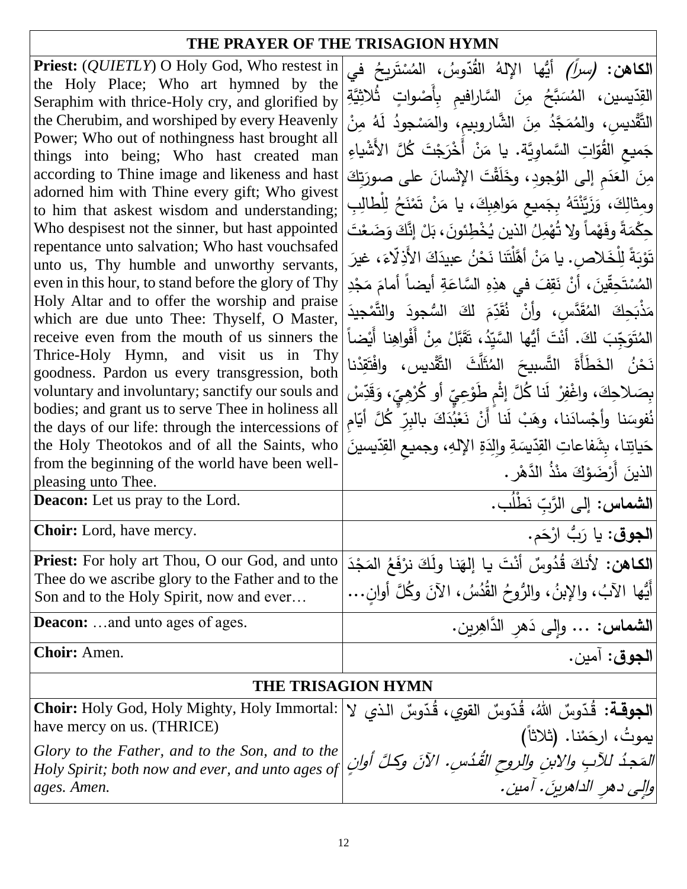| THE PRAYER OF THE TRISAGION HYMN | |
|---|---|
| **Priest:** (*QUIETLY*) O Holy God, Who restest in the Holy Place; Who art hymned by the Seraphim with thrice-Holy cry, and glorified by the Cherubim, and worshiped by every Heavenly Power; Who out of nothingness hast brought all things into being; Who hast created man according to Thine image and likeness and hast adorned him with Thine every gift; Who givest to him that askest wisdom and understanding; Who despisest not the sinner, but hast appointed repentance unto salvation; Who hast vouchsafed unto us, Thy humble and unworthy servants, even in this hour, to stand before the glory of Thy Holy Altar and to offer the worship and praise which are due unto Thee: Thyself, O Master, receive even from the mouth of us sinners the Thrice-Holy Hymn, and visit us in Thy goodness. Pardon us every transgression, both voluntary and involuntary; sanctify our souls and bodies; and grant us to serve Thee in holiness all the days of our life: through the intercessions of the Holy Theotokos and of all the Saints, who from the beginning of the world have been well-pleasing unto Thee. | **الكاهن:** *(سراً)* أيُّها الإلهُ القُدّوسُ، المُسْتَريحُ في القِدّيسين، المُسَبَّحُ مِنَ السَّارافيمِ بِأَصْواتٍ ثُلاثِيَّةِ التَّقْديسِ، والمُمَجَّدُ مِنَ الشَّاروبيمِ، والمَسْجودُ لَهُ مِنْ جَميعِ القُوّاتِ السَّماوِيَّةِ. يا مَنْ أَخْرَجْتَ كُلَّ الأَشْياءِ مِنَ العَدَمِ إلى الوُجودِ، وخَلَقْتَ الإنْسانَ على صورَتِكَ ومِثالِكَ، وَزَيَّنْتَهُ بِجَميعِ مَواهِبِكَ، يا مَنْ تَمْنَحُ لِلْطالِبِ حِكْمَةً وفَهْماً ولا تُهْمِلُ الذين يُخْطِئونَ، بَلْ إنَّكَ وَضَعْتَ تَوْبَةً لِلْخَلاصِ. يا مَنْ أَهَّلْتَنا نَحْنُ عبيدَكَ الأَذِلاّءَ، غيرَ المُسْتَحِقّينَ، أنْ نَقِفَ في هذِهِ السَّاعَةِ أيضاً أمامَ مَجْدِ مَذْبَحِكَ المُقَدَّسِ، وأنْ نُقَدِّمَ لكَ السُّجودَ والتَّمْجيدَ المُتَوَجِّبَ لكَ. أنْتَ أيُّها السَّيِّدُ، تَقَبَّلْ مِنْ أَفْواهِنا أَيْضاً نَحْنُ الخَطَأَةَ التَّسبيحَ المُثَلَّثَ التَّقْديس، وافْتَقِدْنا بِصَلاحِكَ، واغْفِرْ لَنا كُلَّ إثْمٍ طَوْعِيٍّ أو كُرْهِيٍّ، وَقَدِّسْ نُفوسَنا وأجْسادَنا، وهَبْ لَنا أَنْ نَعْبُدَكَ بالبِرِّ كُلَّ أيّامِ حَياتِنا، بِشَفاعاتِ القِدّيسَةِ والِدَةِ الإلهِ، وجميعِ القِدّيسينَ الذينَ أَرْضَوْكَ مُنْذُ الدَّهْر. |
| **Deacon:** Let us pray to the Lord. | **الشماس:** إلى الرَّبِّ نَطْلُب. |
| **Choir:** Lord, have mercy. | **الجوق:** يا رَبُّ ارْحَم. |
| **Priest:** For holy art Thou, O our God, and unto Thee do we ascribe glory to the Father and to the Son and to the Holy Spirit, now and ever… | **الكاهن:** لأنكَ قُدُوسٌ أنْتَ يا إلهَنا ولَكَ نرْفَعُ المَجْدَ أَيُّها الآبُ، والإبنُ، والرُّوحُ القُدُسُ، الآنَ وكُلَّ أوانٍ... |
| **Deacon:** …and unto ages of ages. | **الشماس:** ... وإلى دَهرِ الدَّاهِرين. |
| **Choir:** Amen. | **الجوق:** آمين. |
| **THE TRISAGION HYMN** | |
| **Choir:** Holy God, Holy Mighty, Holy Immortal: have mercy on us. (THRICE) | **الجوقة:** قُدّوسٌ اللهُ، قُدّوسٌ القوي، قُدّوسٌ الذي لا يموتُ، ارحَمْنا. (ثلاثاً) |
| *Glory to the Father, and to the Son, and to the Holy Spirit; both now and ever, and unto ages of ages. Amen.* | *المَجدُ للآبِ والابنِ والروحِ القُدُسِ. الآنَ وكلَّ أوانٍ وإلى دهرِ الداهرينَ. آمين.* |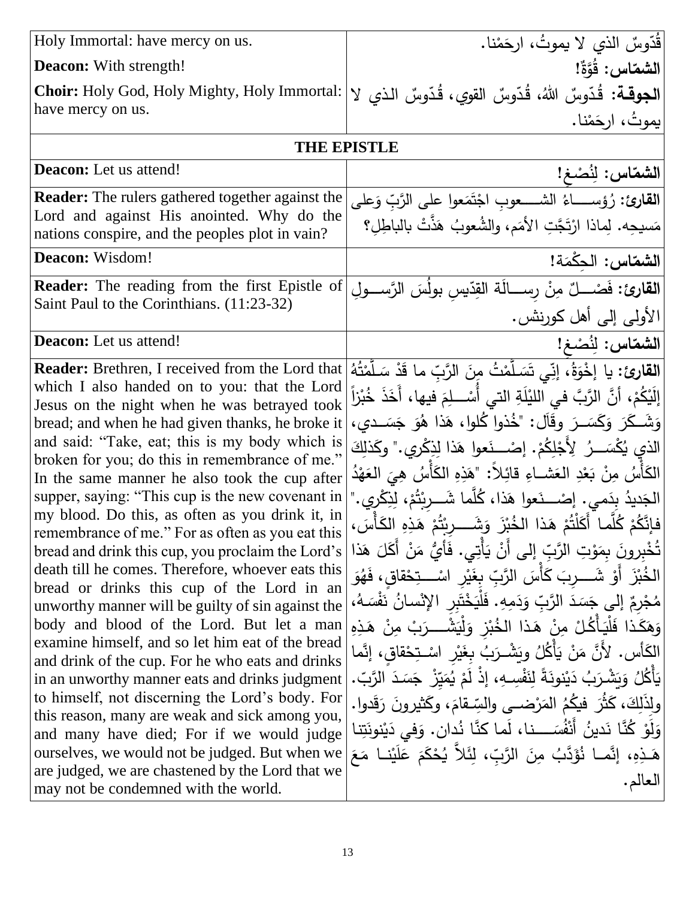| | |
|---|---|
| Holy Immortal: have mercy on us. | قُدّوسٌ الذي لا يموتُ، ارحَمْنا. |
| **Deacon:** With strength! | **الشمّاس:** قُوَّةٌ! |
| **Choir:** Holy God, Holy Mighty, Holy Immortal: have mercy on us. | **الجوقة:** قُدّوسٌ اللهُ، قُدّوسٌ القوي، قُدّوسٌ الذي لا يموتُ، ارحَمْنا. |
| **THE EPISTLE** | |
| **Deacon:** Let us attend! | **الشمّاس:** لِنُصْغِ! |
| **Reader:** The rulers gathered together against the Lord and against His anointed. Why do the nations conspire, and the peoples plot in vain? | **القارئ:** رُؤساءُ الشعوبِ اجْتَمَعوا على الرَّبِّ وَعلى مَسيحِه. لِماذا ارْتَجَّتِ الأمَم، والشُعوبُ هَذَّتْ بالباطِلِ؟ |
| **Deacon:** Wisdom! | **الشمّاس:** الحِكْمَة! |
| **Reader:** The reading from the first Epistle of Saint Paul to the Corinthians. (11:23-32) | **القارئ:** فَصْلٌ مِنْ رِسالَة القِدّيسِ بولُسَ الرَّسولِ الأولى إلى أهل كورنثس. |
| **Deacon:** Let us attend! | **الشمّاس:** لِنُصْغِ! |
| **Reader:** Brethren, I received from the Lord that which I also handed on to you: that the Lord Jesus on the night when he was betrayed took bread; and when he had given thanks, he broke it and said: "Take, eat; this is my body which is broken for you; do this in remembrance of me." In the same manner he also took the cup after supper, saying: "This cup is the new covenant in my blood. Do this, as often as you drink it, in remembrance of me." For as often as you eat this bread and drink this cup, you proclaim the Lord's death till he comes. Therefore, whoever eats this bread or drinks this cup of the Lord in an unworthy manner will be guilty of sin against the body and blood of the Lord. But let a man examine himself, and so let him eat of the bread and drink of the cup. For he who eats and drinks in an unworthy manner eats and drinks judgment to himself, not discerning the Lord's body. For this reason, many are weak and sick among you, and many have died; For if we would judge ourselves, we would not be judged. But when we are judged, we are chastened by the Lord that we may not be condemned with the world. | **القارئ:** يا إِخْوَةُ، إنّي تَسَلَّمْتُ مِنَ الرَّبِّ ما قَدْ سَلَّمْتُهُ إِلَيْكُمْ، أنَّ الرَّبَّ في اللَيْلَةِ التي أُسْلِمَ فيها، أَخَذَ خُبْزاً وَشَكَرَ وَكَسَرَ وقَال: "خُذوا كُلوا، هَذا هُوَ جَسَدي، الذي يُكْسَرُ لِأَجْلِكُمْ. إصْنَعوا هَذا لِذِكْري." وكَذلِكَ الكَأْسُ مِنْ بَعْدِ العَشاءِ قائِلاً: "هَذِهِ الكَأْسُ هِيَ العَهْدُ الجَديدُ بِدَمي. إصْنَعوا هَذا، كُلَّما شَرِبْتُمْ، لِذِكْري." فإنَّكُمْ كُلَّما أَكَلْتُمْ هَذا الخُبْزَ وَشَرِبْتُمْ هَذِهِ الكَأْسَ، تُخْبِرونَ بِمَوْتِ الرَّبِّ إلى أَنْ يَأْتِي. فَأَيُّ مَنْ أَكَلَ هَذا الخُبْزَ أَوْ شَرِبَ كَأْسَ الرَّبِّ بِغَيْرِ اسْتِحْقاقٍ، فَهُوَ مُجْرِمٌ إلى جَسَدِ الرَّبِّ وَدَمِهِ. فَلْيَخْتَبِرِ الإنْسانُ نَفْسَهُ، وَهَكَذا فَلْيَأْكُلْ مِنْ هَذا الخُبْزِ وَلْيَشْرَبْ مِنْ هَذِهِ الكَأس. لأنَّ مَنْ يَأْكُلُ ويَشْرَبُ بِغَيْرِ اسْتِحْقاقٍ، إنَّما يَأْكُلُ وَيَشْرَبُ دَيْنونَةً لِنَفْسِهِ، إذْ لَمْ يُمَيِّزْ جَسَدَ الرَّبّ. ولِذَلِكَ، كَثُرَ فيكُمُ المَرْضى والسِّقامَ، وكَثيرونَ رَقَدوا. وَلَوْ كُنَّا نَدينُ أَنْفُسَنا، لَما كنَّا نُدان. وَفي دَيْنونَتِنا هَذِهِ، إنَّما نُؤَدَّبُ مِنَ الرَّبِّ، لِئَلاَّ يُحْكَمَ عَلَيْنا مَعَ العالم. |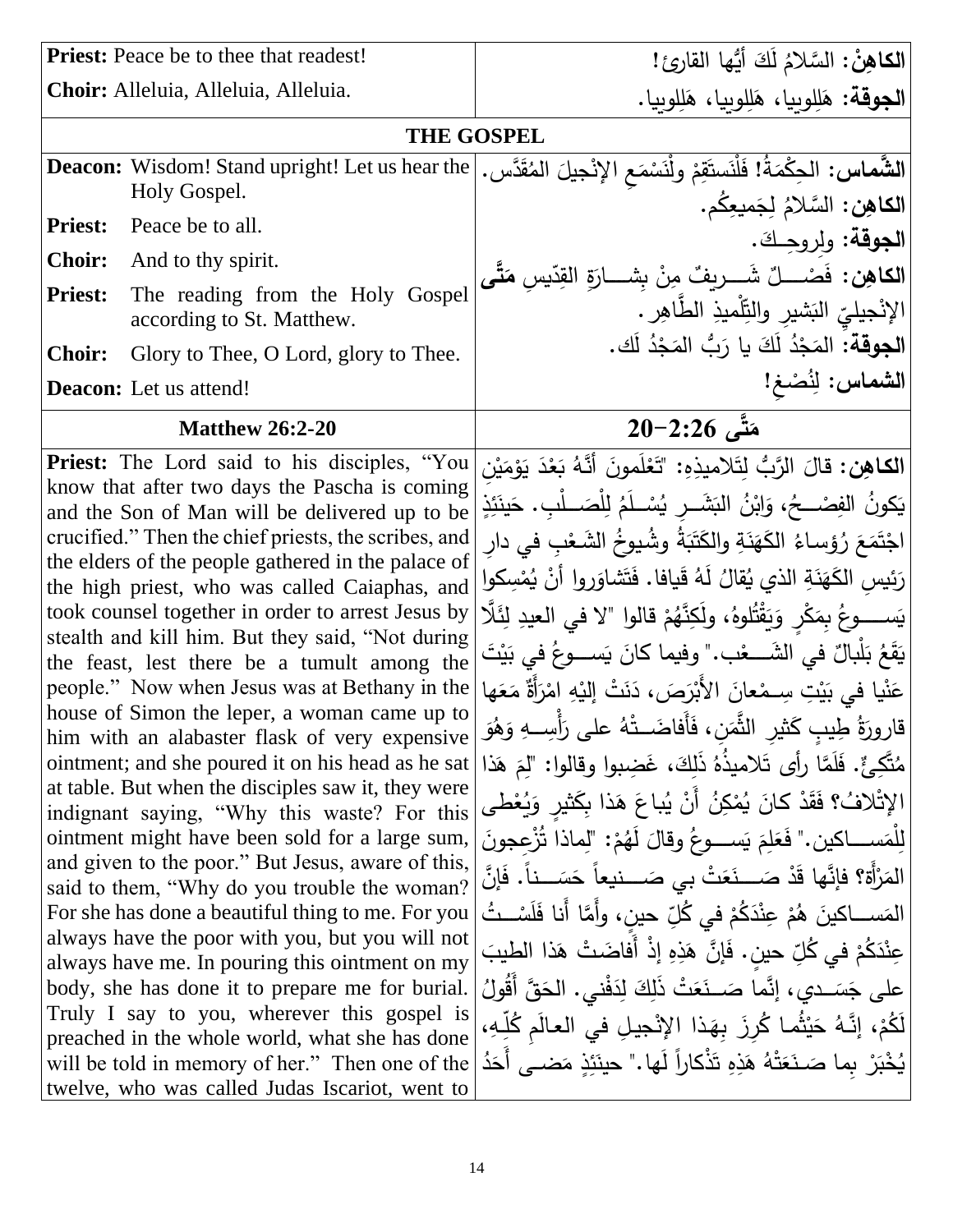| | |
|---|---|
| **Priest:** Peace be to thee that readest!<br>**Choir:** Alleluia, Alleluia, Alleluia. | **الكاهِنْ:** السَّلامُ لَكَ أيُّها القارئ!<br>**الجوقة:** هَلِلويا، هَلِلويا، هَلِلويا. |

**THE GOSPEL**

| | |
|---|---|
| **Deacon:** Wisdom! Stand upright! Let us hear the Holy Gospel.<br>**Priest:** Peace be to all.<br>**Choir:** And to thy spirit.<br>**Priest:** The reading from the Holy Gospel according to St. Matthew.<br>**Choir:** Glory to Thee, O Lord, glory to Thee.<br>**Deacon:** Let us attend! | **الشَّماس:** الحِكْمَةُ! فَلْنَستَقِمْ ولْنَسْمَعِ الإنْجيلَ المُقَدَّس.<br>**الكاهِن:** السَّلامُ لِجَميعِكُم.<br>**الجوقة:** ولِروحِكَ.<br>**الكاهِن:** فَصْلٌ شَريفٌ مِنْ بِشارَةِ القِدّيسِ **مَتَّى** الإنْجيليِّ البَشيرِ والتِّلْميذِ الطَّاهِر.<br>**الجوقة:** المَجْدُ لَكَ يا رَبُّ المَجْدُ لَك.<br>**الشماس:** لِنُصْغِ! |

| **Matthew 26:2-20** | **مَتَّى 26:2−20** |
|---|---|
| **Priest:** The Lord said to his disciples, "You know that after two days the Pascha is coming and the Son of Man will be delivered up to be crucified." Then the chief priests, the scribes, and the elders of the people gathered in the palace of the high priest, who was called Caiaphas, and took counsel together in order to arrest Jesus by stealth and kill him. But they said, "Not during the feast, lest there be a tumult among the people." Now when Jesus was at Bethany in the house of Simon the leper, a woman came up to him with an alabaster flask of very expensive ointment; and she poured it on his head as he sat at table. But when the disciples saw it, they were indignant saying, "Why this waste? For this ointment might have been sold for a large sum, and given to the poor." But Jesus, aware of this, said to them, "Why do you trouble the woman? For she has done a beautiful thing to me. For you always have the poor with you, but you will not always have me. In pouring this ointment on my body, she has done it to prepare me for burial. Truly I say to you, wherever this gospel is preached in the whole world, what she has done will be told in memory of her." Then one of the twelve, who was called Judas Iscariot, went to | **الكاهِن:** قالَ الرَّبُّ لِتَلاميذِهِ: "تَعْلَمونَ أَنَّهُ بَعْدَ يَوْمَيْنِ يَكونُ الفِصْحُ، وَابْنُ البَشَرِ يُسْلَمُ لِلْصَلْبِ. حَينَئِذٍ اجْتَمَعَ رُؤساءُ الكَهَنَةِ والكَتَبَةُ وشُيوخُ الشَعْبِ في دارِ رَئيسِ الكَهَنَةِ الذي يُقالُ لَهُ قَيافا. فَتَشاوَروا أنْ يُمْسِكوا يَسوعَ بِمَكْرٍ وَيَقْتُلوهُ، ولَكِنَّهُمْ قالوا "لا في العيدِ لِئَلَّا يَقَعُ بَلْبالٌ في الشَعْب." وفيما كانَ يَسوعُ في بَيْتَ عَنْيا في بَيْتِ سِمْعانَ الأَبْرَصَ، دَنَتْ إليْهِ امْرَأَةٌ مَعَها قارورَةُ طِيبٍ كَثيرِ الثَّمَنِ، فَأَفاضَتْهُ على رَأْسِهِ وَهُوَ مُتَّكِئٌ. فَلَمَّا رأى تَلاميذُهُ ذَلِكَ، غَضِبوا وقالوا: "لِمَ هَذا الإتْلافُ؟ فَقَدْ كانَ يُمْكِنُ أَنْ يُباعَ هَذا بِكَثيرٍ وَيُعْطى لِلْمَساكين." فَعَلِمَ يَسوعُ وقالَ لَهُمْ: "لِماذا تُزْعِجونَ المَرْأَةَ؟ فإنَّها قَدْ صَنَعَتْ بي صَنيعاً حَسَناً. فَإنَّ المَساكينَ هُمْ عِنْدَكُمْ في كُلِّ حينٍ، وأَمَّا أَنا فَلَسْتُ عِنْدَكُمْ في كُلِّ حينٍ. فَإنَّ هَذِهِ إذْ أَفاضَتْ هَذا الطيبَ على جَسَدي، إنَّما صَنَعَتْ ذَلِكَ لِدَفْني. الحَقَّ أَقُولُ لَكُمْ، إنَّهُ حَيْثُما كُرِزَ بِهَذا الإنْجيلِ في العالَمِ كُلِّهِ، يُخْبَرْ بِما صَنَعَتْهُ هَذِهِ تَذْكاراً لَها." حينَئِذٍ مَضى أَحَدُ |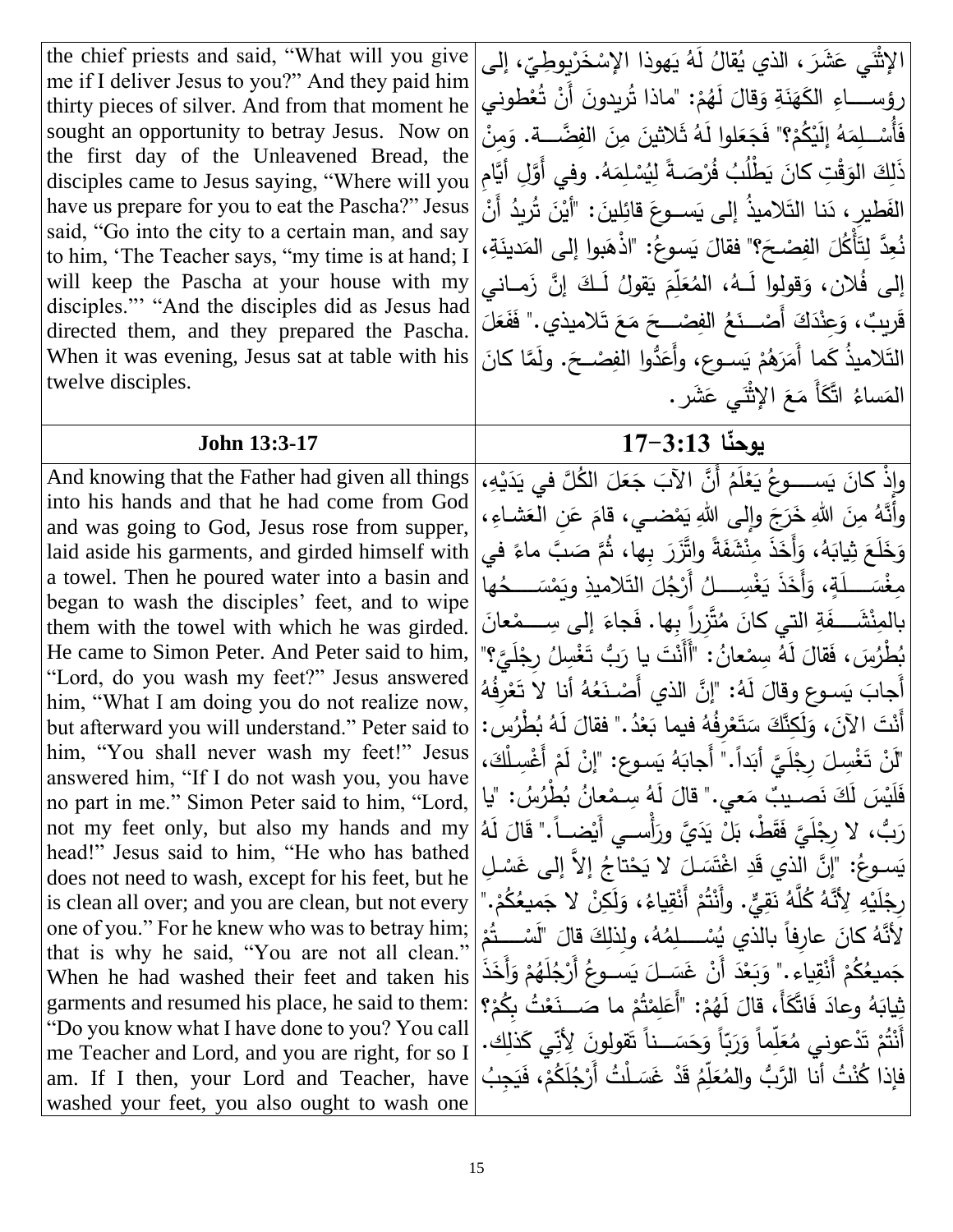| the chief priests and said, "What will you give me if I deliver Jesus to you?" And they paid him thirty pieces of silver. And from that moment he sought an opportunity to betray Jesus. Now on the first day of the Unleavened Bread, the disciples came to Jesus saying, "Where will you have us prepare for you to eat the Pascha?" Jesus said, "Go into the city to a certain man, and say to him, 'The Teacher says, "my time is at hand; I will keep the Pascha at your house with my disciples."' "And the disciples did as Jesus had directed them, and they prepared the Pascha. When it was evening, Jesus sat at table with his twelve disciples. | الإثْنَي عَشَرَ، الذي يُقالُ لَهُ يَهوذا الإسْخَرْيوطِيّ، إلى رؤَساءِ الكَهَنَةِ وَقالَ لَهُمْ: "ماذا تُريدونَ أَنْ تُعْطوني فَأُسْلِمَهُ إِلَيْكُمْ؟" فَجَعَلوا لَهُ ثَلاثينَ مِنَ الفِضَّةِ. وَمِنْ ذَلِكَ الوَقْتِ كانَ يَطْلُبُ فُرْصَةً لِيُسْلِمَهُ. وفي أَوَّلِ أَيَّامِ الفَطيرِ، دَنا التَلاميذُ إلى يَسوعَ قائِلينَ: "أَيْنَ تُريدُ أَنْ نُعِدَّ لِتَأْكُلَ الفِصْحَ؟" فقالَ يَسوعُ: "اذْهَبوا إلى المَدينَةِ، إلى فُلان، وَقولوا لَهُ، المُعَلِّمَ يَقولُ لَكَ إنَّ زَماني قَريبٌ، وَعِنْدَكَ أَصْنَعُ الفِصْحَ مَعَ تَلاميذي." فَفَعَلَ التَلاميذُ كَما أَمَرَهُمْ يَسوع، وأَعَدُّوا الفِصْحَ. ولَمَّا كانَ المَساءُ اتَّكَأَ مَعَ الإثْنَي عَشَر. |
|---|---|
| **John 13:3-17** | **يوحنّا 13:3-17** |
| And knowing that the Father had given all things into his hands and that he had come from God and was going to God, Jesus rose from supper, laid aside his garments, and girded himself with a towel. Then he poured water into a basin and began to wash the disciples' feet, and to wipe them with the towel with which he was girded. He came to Simon Peter. And Peter said to him, "Lord, do you wash my feet?" Jesus answered him, "What I am doing you do not realize now, but afterward you will understand." Peter said to him, "You shall never wash my feet!" Jesus answered him, "If I do not wash you, you have no part in me." Simon Peter said to him, "Lord, not my feet only, but also my hands and my head!" Jesus said to him, "He who has bathed does not need to wash, except for his feet, but he is clean all over; and you are clean, but not every one of you." For he knew who was to betray him; that is why he said, "You are not all clean." When he had washed their feet and taken his garments and resumed his place, he said to them: "Do you know what I have done to you? You call me Teacher and Lord, and you are right, for so I am. If I then, your Lord and Teacher, have washed your feet, you also ought to wash one | وإذْ كانَ يَسوعُ يَعْلَمُ أَنَّ الآبَ جَعَلَ الكُلَّ في يَدَيْهِ، وأَنَّهُ مِنَ اللهِ خَرَجَ وإلى اللهِ يَمْضي، قامَ عَنِ العَشاءِ، وَخَلَعَ ثِيابَهُ، وَأَخَذَ مِنْشَفَةً واتَّزَرَ بِها، ثُمَّ صَبَّ ماءً في مِغْسَلَةٍ، وَأَخَذَ يَغْسِلُ أَرْجُلَ التَلاميذِ ويَمْسَحُها بالمِنْشَفَةِ التي كانَ مُتَّزِراً بِها. فَجاءَ إلى سِمْعانَ بُطْرُسَ، فَقالَ لَهُ سِمْعانُ: "أَأَنْتَ يا رَبُّ تَغْسِلُ رِجْلَيَّ؟" أَجابَ يَسوع وقالَ لَهُ: "إنَّ الذي أَصْنَعُهُ أنا لا تَعْرِفُهُ أَنْتَ الآنَ، وَلَكِنَّكَ سَتَعْرِفُهُ فيما بَعْدُ." فقالَ لَهُ بُطْرُس: "لَنْ تَغْسِلَ رِجْلَيَّ أَبَداً." أَجابَهُ يَسوع: "إنْ لَمْ أَغْسِلْكَ، فَلَيْسَ لَكَ نَصيبٌ مَعي." قالَ لَهُ سِمْعانُ بُطْرُسُ: "يا رَبُّ، لا رِجْلَيَّ فَقَطْ، بَلْ يَدَيَّ ورَأْسي أَيْضاً." قالَ لَهُ يَسوعُ: "إنَّ الذي قَدِ اغْتَسَلَ لا يَحْتاجُ إلاَّ إلى غَسْلِ رِجْلَيْهِ لِأَنَّهُ كُلَّهُ نَقِيٌّ. وأَنْتُمْ أَنْقِياءُ، وَلَكِنْ لا جَميعُكُمْ." لأَنَّهُ كانَ عارِفاً بالذي يُسْلِمُهُ، ولِذلِكَ قالَ "لَسْتُمْ جَميعُكُمْ أَنْقِياء." وَبَعْدَ أَنْ غَسَلَ يَسوعُ أَرْجُلَهُمْ وَأَخَذَ ثِيابَهُ وعادَ فَاتَّكَأَ، قالَ لَهُمْ: "أَعَلِمْتُمْ ما صَنَعْتُ بِكُمْ؟ أَنْتُمْ تَدْعوني مُعَلِّماً وَرَبّاً وَحَسَناً تَقولونَ لِأَنِّي كَذلِك. فإذا كُنْتُ أنا الرَّبُّ والمُعَلِّمُ قَدْ غَسَلْتُ أَرْجُلَكُمْ، فَيَجِبُ |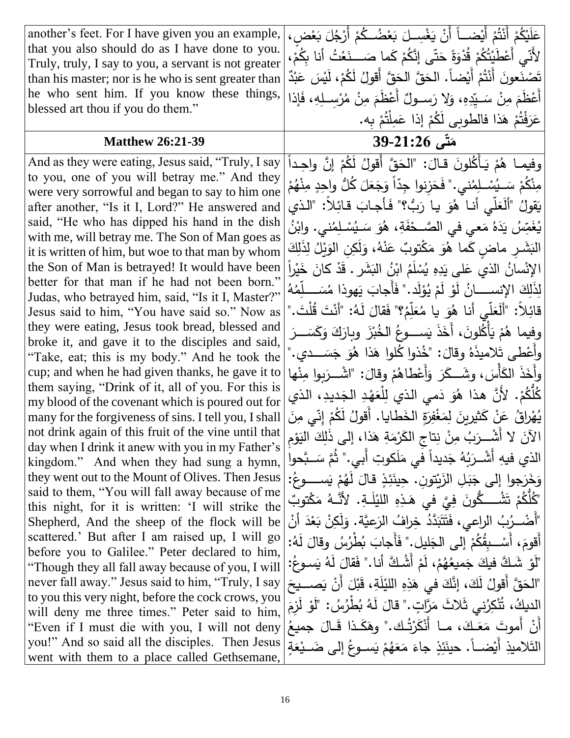| another's feet. For I have given you an example, that you also should do as I have done to you. Truly, truly, I say to you, a servant is not greater than his master; nor is he who is sent greater than he who sent him. If you know these things, blessed art thou if you do them." | عَلَيْكُمْ أَنْتُمْ أَيْضــاً أَنْ يَغْسِــلَ بَعْضُــكُمْ أَرْجُلَ بَعْضٍ، لأنّي أَعْطَيْتُكُمْ قُدْوَةً حَتّى إنَّكُمْ كَما صَـــنَعْتُ أنا بِكُمْ، تَصْنَعونَ أَنْتُمْ أَيْضاً. الحَقَّ الحَقَّ أَقولُ لَكُمْ، لَيْسَ عَبْدٌ أَعْظَمَ مِنْ سَـيِّدِهِ، وَلا رَسـولٌ أَعْظَمَ مِنْ مُرْسِـلِهِ، فَإذا عَرَفْتُمْ هَذا فالطوبى لَكُمْ إذا عَمِلْتُمْ بِه. |
|---|---|
| **Matthew 26:21-39** | **مَتّى 26:21-39** |
| And as they were eating, Jesus said, "Truly, I say to you, one of you will betray me." And they were very sorrowful and began to say to him one after another, "Is it I, Lord?" He answered and said, "He who has dipped his hand in the dish with me, will betray me. The Son of Man goes as it is written of him, but woe to that man by whom the Son of Man is betrayed! It would have been better for that man if he had not been born." Judas, who betrayed him, said, "Is it I, Master?" Jesus said to him, "You have said so." Now as they were eating, Jesus took bread, blessed and broke it, and gave it to the disciples and said, "Take, eat; this is my body." And he took the cup; and when he had given thanks, he gave it to them saying, "Drink of it, all of you. For this is my blood of the covenant which is poured out for many for the forgiveness of sins. I tell you, I shall not drink again of this fruit of the vine until that day when I drink it anew with you in my Father's kingdom." And when they had sung a hymn, they went out to the Mount of Olives. Then Jesus said to them, "You will fall away because of me this night, for it is written: 'I will strike the Shepherd, And the sheep of the flock will be scattered.' But after I am raised up, I will go before you to Galilee." Peter declared to him, "Though they all fall away because of you, I will never fall away." Jesus said to him, "Truly, I say to you this very night, before the cock crows, you will deny me three times." Peter said to him, "Even if I must die with you, I will not deny you!" And so said all the disciples. Then Jesus went with them to a place called Gethsemane, | وفيمـا هُمْ يَـأْكُلونَ قـالَ: "الحَقَّ أَقولُ لَكُمْ إنَّ واحِـداً مِنْكُمْ سَـيُسْـلِمُني." فَحَزِنوا جِدّاً وَجَعَلَ كُلُّ واحِدٍ مِنْهُمْ يَقولُ "أَلَعَلّي أنـا هُوَ يـا رَبُّ؟" فَأَجـابَ قـائِلاً: "الـذي يُغَمِّسُ يَدَهُ مَعي في الصَّـحْفَةِ، هُوَ سَـيُسْـلِمُني. وابْنُ البَشَـرِ ماضٍ كَما هُوَ مَكْتوبٌ عَنْهُ، وَلَكِنِ الوَيْلُ لِذَلِكَ الإنْسانُ الذي عَلى يَدِهِ يُسْلَمُ ابْنُ البَشَر. قَدْ كانَ خَيْراً لِذَلِكَ الإنســـانُ لَوْ لَمْ يُوْلَد." فَأَجابَ يَهوذا مُسَـــلِّمُهُ قائِلاً: "أَلَعَلّي أنا هُوَ يا مُعَلِّمُ؟" فَقالَ لَهُ: "أَنْتَ قُلْتَ." وفيما هُمْ يَأْكُلونَ، أَخَذَ يَســوعُ الخُبْزَ وبارَكَ وَكَسَــرَ وأَعْطى تَلاميذَهُ وقالَ: "خُذوا كُلوا هَذا هُوَ جَسَـــدي." وأَخَذَ الكَأْسَ، وشَــكَرَ وَأَعْطاهُمْ وقالَ: "اشْــرَبوا مِنْها كُلُّكُمْ. لأَنَّ هذا هُوَ دَمي الذي لِلْعَهْدِ الجَديدِ، الذي يُهْراقُ عَنْ كَثيرينَ لِمَغْفِرَةِ الخَطايا. أَقولُ لَكُمْ إنّي مِنَ الآنَ لا أَشْــرَبُ مِنْ نِتاجِ الكَرْمَةِ هَذا، إلى ذَلِكَ اليَوْمِ الذي فيهِ أَشْـرَبُهُ جَديداً في مَلَكوتِ أَبي." ثُمَّ سَـبَّحوا وَخَرَجوا إلى جَبَلِ الزَيْتونِ. حينَئِذٍ قالَ لَهُمْ يَســـوعُ: "كُلُّكُمْ تَشُـــكُّونَ فِيَّ في هَـذِهِ اللَيْلَـةِ. لأَنَّـهُ مَكْتوبٌ "أَضْــرُبُ الراعي، فَتَتَبَدَّدُ خِرافُ الرَعِيَّة. وَلَكِنْ بَعْدَ أَنْ أَقومَ، أَســبِقُكُمْ إلى الجَليل." فَأَجابَ بُطْرُسُ وقالَ لَهُ: "لَوْ شَكَّ فيكَ جَميعُهُمْ، لَمْ أَشُـكَّ أنا." فَقالَ لَهُ يَسـوعُ: "الحَقَّ أَقولُ لَكَ، إنَّكَ في هَذِهِ اللَيْلَةِ، قَبْلَ أَنْ يَصـيحَ الديكُ، تُنْكِرُني ثَلاثَ مَرَّاتٍ." قالَ لَهُ بُطْرُسُ: "لَوْ لَزِمَ أَنْ أَموتَ مَعَـكَ، مـا أَنْكَرْتُـك." وهَكَـذا قَـالَ جميعُ التَلاميذِ أَيْضــاً. حينَئِذٍ جاءَ مَعَهُمْ يَسـوعُ إلى ضَـيْعَةٍ |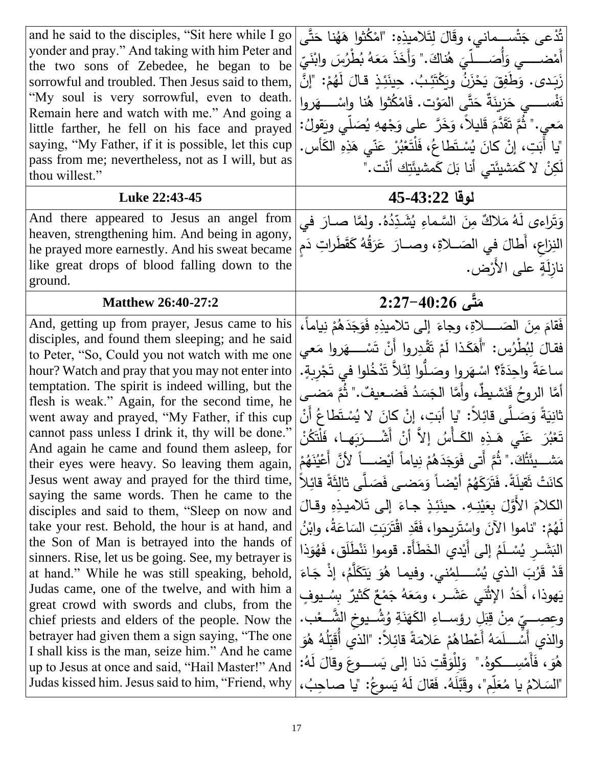| and he said to the disciples, "Sit here while I go yonder and pray." And taking with him Peter and the two sons of Zebedee, he began to be sorrowful and troubled. Then Jesus said to them, "My soul is very sorrowful, even to death. Remain here and watch with me." And going a little farther, he fell on his face and prayed saying, "My Father, if it is possible, let this cup pass from me; nevertheless, not as I will, but as thou willest." | تُدْعى جَتْسِـماني، وقَالَ لِتَلاميذِهِ: "امْكُثوا هَهُنا حَتَّى أَمْضـي وَأُصَـلِّيَ هُناكَ." وَأَخَذَ مَعَهُ بُطْرُسَ وابْنَيّ زَبَدى. وَطَفِقَ يَحْزَنُ ويَكْتَئِبُ. حِينَئِذٍ قالَ لَهُمْ: "إنَّ نَفْسـي حَزينَةٌ حَتَّى المَوْت. فَامْكُثوا هُنا واسْـهَروا مَعي." ثُمَّ تَقَدَّمَ قَليلاً، وَخَرَّ على وَجْهِهِ يُصَلّي ويَقولُ: "يا أَبَتِ، إنْ كانَ يُسْتَطاعُ، فَلْتَعْبُرْ عَنّي هَذِهِ الكَأس. لَكِنْ لا كَمَشيئَتي أنا بَلْ كَمشيئَتِك أنْت." |
|---|---|
| **Luke 22:43-45** | **لوقا 22:43-45** |
| And there appeared to Jesus an angel from heaven, strengthening him. And being in agony, he prayed more earnestly. And his sweat became like great drops of blood falling down to the ground. | وَتَراءى لَهُ مَلاكٌ مِنَ السَّماءِ يُشَدِّدُهُ. ولمَّا صارَ في النِزاعِ، أَطالَ في الصَلاةِ، وصارَ عَرَقُهُ كَقَطَراتِ دَمٍ نازِلَةٍ على الأَرْض. |
| **Matthew 26:40-27:2** | **مَتَّى 26:40−27:2** |
| And, getting up from prayer, Jesus came to his disciples, and found them sleeping; and he said to Peter, "So, Could you not watch with me one hour? Watch and pray that you may not enter into temptation. The spirit is indeed willing, but the flesh is weak." Again, for the second time, he went away and prayed, "My Father, if this cup cannot pass unless I drink it, thy will be done." And again he came and found them asleep, for their eyes were heavy. So leaving them again, Jesus went away and prayed for the third time, saying the same words. Then he came to the disciples and said to them, "Sleep on now and take your rest. Behold, the hour is at hand, and the Son of Man is betrayed into the hands of sinners. Rise, let us be going. See, my betrayer is at hand." While he was still speaking, behold, Judas came, one of the twelve, and with him a great crowd with swords and clubs, from the chief priests and elders of the people. Now the betrayer had given them a sign saying, "The one I shall kiss is the man, seize him." And he came up to Jesus at once and said, "Hail Master!" And Judas kissed him. Jesus said to him, "Friend, why | فَقامَ مِنَ الصَـلاةِ، وجاءَ إلى تلاميذِهِ فَوَجَدَهُمْ نِياماً، فقالَ لِبُطْرُس: "أَهَكَذا لَمْ تَقْدِروا أَنْ تَسْـهَروا مَعي ساعَةً واحِدَةً؟ اسْهَروا وصَلُّوا لِئَلاَّ تَدْخُلوا في تَجْرِبةٍ. أَمَّا الروحُ فَنَشيطٌ، وأَمَّا الجَسَدُ فَضعيفٌ." ثُمَّ مَضى ثانِيَةً وَصَلَّى قائِلاً: "يا أَبَتِ، إنْ كانَ لا يُسْتَطاعُ أَنْ تَعْبُرَ عَنّي هَـذِهِ الكَـأْسُ إلاَّ أَنْ أَشْـرَبَها، فَلْتَكُنْ مَشـيئَتُكَ." ثُمَّ أَتى فَوَجَدَهُمْ نِياماً أَيْضـاً لأنَّ أَعْيُنَهُمْ كانَتْ ثَقيلَةً. فَتَرَكَهُمْ أيْضاً وَمَضى فَصَلَّى ثالِثَةً قائِلاً الكلامَ الأَوَّلَ بِعَيْنِهِ. حينَئِذٍ جاءَ إلى تَلاميذِهِ وقالَ لَهُمْ: "ناموا الآنَ واسْتَريحوا، فَقَدِ اقْتَرَبَتِ السَاعَةُ، وابْنُ البَشَرِ يُسْلَمُ إلى أَيْدي الخَطَأَة. قوموا نَنْطَلِق، فَهُوَذا قَدْ قَرُبَ الذي يُسْـلِمُني. وفيما هُوَ يَتَكَلَّمُ، إذْ جَاءَ يَهوذا، أَحَدُ الإِثْنَي عَشَـر، ومَعَهُ جَمْعٌ كَثيرٌ بِسُـيوفٍ وعِصِـيٍّ مِنْ قِبَلِ رؤساءِ الكَهَنَةِ وَشُـيوخِ الشَّـعْب. والذي أَسْـلَمَهُ أَعْطاهُمْ عَلامَةً قائِلاً: "الذي أُقَبِّلُهُ هُوَ هُوَ، فَأَمْسِـكوهُ." وَلِلْوَقْتِ دَنا إلى يَسـوعَ وقالَ لَهُ: "السَلامُ يا مُعَلِّم"، وقَبَّلَهُ. فَقالَ لَهُ يَسوعُ: "يا صاحِبُ، |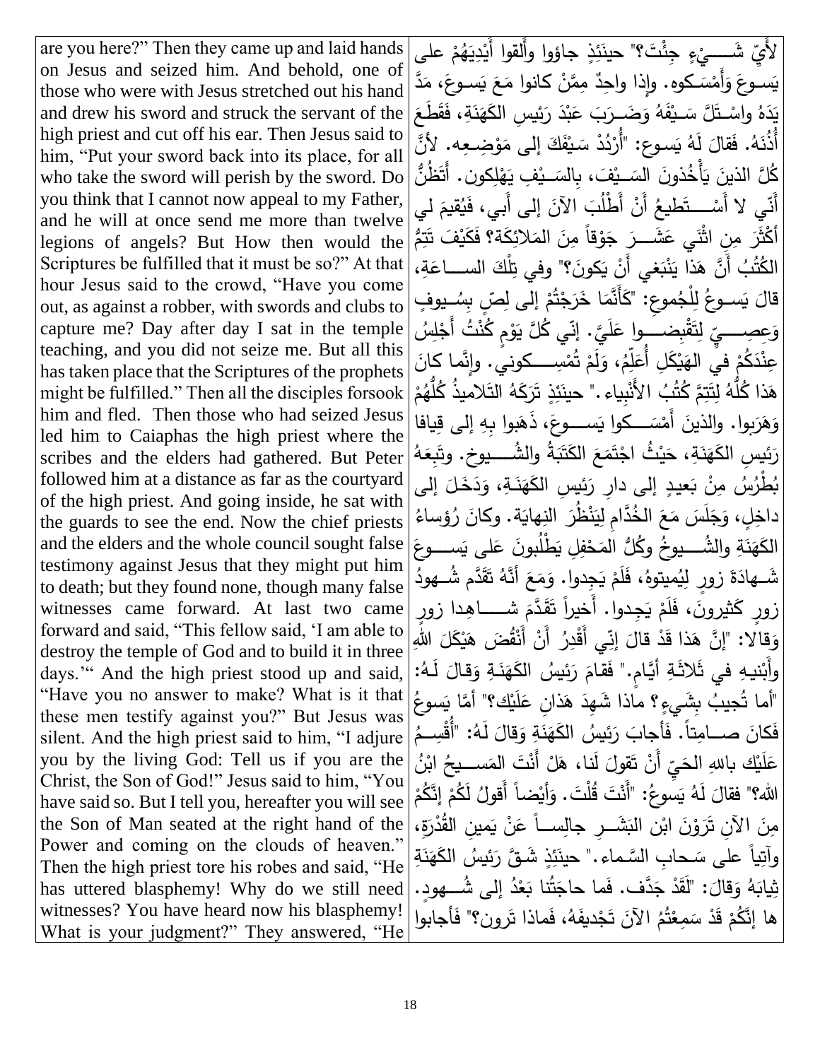| | |
|---|---|
| are you here?" Then they came up and laid hands on Jesus and seized him. And behold, one of those who were with Jesus stretched out his hand and drew his sword and struck the servant of the high priest and cut off his ear. Then Jesus said to him, "Put your sword back into its place, for all who take the sword will perish by the sword. Do you think that I cannot now appeal to my Father, and he will at once send me more than twelve legions of angels? But How then would the Scriptures be fulfilled that it must be so?" At that hour Jesus said to the crowd, "Have you come out, as against a robber, with swords and clubs to capture me? Day after day I sat in the temple teaching, and you did not seize me. But all this has taken place that the Scriptures of the prophets might be fulfilled." Then all the disciples forsook him and fled. Then those who had seized Jesus led him to Caiaphas the high priest where the scribes and the elders had gathered. But Peter followed him at a distance as far as the courtyard of the high priest. And going inside, he sat with the guards to see the end. Now the chief priests and the elders and the whole council sought false testimony against Jesus that they might put him to death; but they found none, though many false witnesses came forward. At last two came forward and said, "This fellow said, 'I am able to destroy the temple of God and to build it in three days.'" And the high priest stood up and said, "Have you no answer to make? What is it that these men testify against you?" But Jesus was silent. And the high priest said to him, "I adjure you by the living God: Tell us if you are the Christ, the Son of God!" Jesus said to him, "You have said so. But I tell you, hereafter you will see the Son of Man seated at the right hand of the Power and coming on the clouds of heaven." Then the high priest tore his robes and said, "He has uttered blasphemy! Why do we still need witnesses? You have heard now his blasphemy! What is your judgment?" They answered, "He | لأيِّ شَيْءٍ جِئْتَ؟" حينَئِذٍ جاؤوا وألقوا أَيْدِيَهُمْ على يَسوعَ وَأَمْسَكوه. وإذا واحِدٌ مِمَّنْ كانوا مَعَ يَسوعَ، مَدَّ يَدَهُ واسْتَلَّ سَيْفَهُ وَضَرَبَ عَبْدَ رَئِيسِ الكَهَنَةِ، فَقَطَعَ أُذُنَهُ. فَقالَ لَهُ يَسوع: "أَرْدُدْ سَيْفَكَ إلى مَوْضِعِه. لأنَّ كُلَّ الذينَ يَأْخُذونَ السَيْفَ، بِالسَيْفِ يَهْلِكون. أَتَظُنُّ أَنّي لا أَسْتَطيعُ أَنْ أَطْلُبَ الآنَ إلى أَبي، فَيُقيمَ لي أَكْثَرَ مِن اثْنَي عَشَرَ جَوْقاً مِنَ المَلائِكَة؟ فَكَيْفَ تَتِمُّ الكُتُبُ أَنَّ هَذا يَنْبَغي أَنْ يَكونَ؟" وفي تِلْكَ الساعَةِ، قالَ يَسوعُ لِلْجُموعِ: "كَأَنَّما خَرَجْتُمْ إلى لِصٍّ بِسُيوفٍ وَعِصِيٍّ لِتَقْبِضوا عَلَيَّ. إنّي كُلَّ يَوْمٍ كُنْتُ أَجْلِسُ عِنْدَكُمْ في الهَيْكَلِ أُعَلِّمُ، وَلَمْ تُمْسِكوني. وإنَّما كانَ هَذا كُلُّهُ لِتَتِمَّ كُتُبُ الأَنْبِياء." حينَئِذٍ تَرَكَهُ التَلاميذُ كُلُّهُمْ وَهَرَبوا. والذينَ أَمْسَكوا يَسوعَ، ذَهَبوا بِهِ إلى قيافا رَئِيسِ الكَهَنَةِ، حَيْثُ اجْتَمَعَ الكَتَبَةُ والشُيوخ. وتَبِعَهُ بُطْرُسُ مِنْ بَعيدٍ إلى دارِ رَئِيسِ الكَهَنَةِ، وَدَخَلَ إلى داخِلٍ، وَجَلَسَ مَعَ الخُدَّامِ لِيَنْظُرَ النِهايَة. وكانَ رُؤساءُ الكَهَنَةِ والشُيوخُ وكُلُّ المَحْفِلِ يَطْلُبونَ عَلى يَسوعَ شَهادَةَ زورٍ لِيُميتوهُ، فَلَمْ يَجِدوا. وَمَعَ أَنَّهُ تَقَدَّم شُهودُ زورٍ كَثيرونَ، فَلَمْ يَجِدوا. أَخيراً تَقَدَّمَ شاهِدا زورٍ وَقالا: "إنَّ هَذا قَدْ قالَ إنّي أَقْدِرُ أَنْ أَنْقُضَ هَيْكَلَ اللهِ وأَبْنيهِ في ثَلاثَةِ أَيَّامٍ." فَقامَ رَئِيسُ الكَهَنَةِ وَقالَ لَهُ: "أما تُجيبُ بِشَيءٍ؟ ماذا شَهِدَ هَذانِ عَلَيْك؟" أَمَّا يَسوعُ فَكانَ صامِتاً. فَأَجابَ رَئِيسُ الكَهَنَةِ وَقالَ لَهُ: "أُقْسِمُ عَلَيْكَ باللهِ الحَيِّ أَنْ تَقولَ لَنا، هَلْ أَنْتَ المَسيحُ ابْنُ الله؟" فقالَ لَهُ يَسوعُ: "أَنْتَ قُلْتَ. وَأَيْضاً أَقولُ لَكُمْ إنَّكُمْ مِنَ الآنِ تَرَوْنَ ابْنَ البَشَرِ جالِساً عَنْ يَمينِ القُدْرَةِ، وآتِياً على سَحابِ السَّماء." حينَئِذٍ شَقَّ رَئِيسُ الكَهَنَةِ ثِيابَهُ وَقالَ: "لَقَدْ جَدَّف. فَما حاجَتُنا بَعْدُ إلى شُهود. ها إنَّكُمْ قَدْ سَمِعْتُمُ الآنَ تَجْديفَهُ، فَماذا تَرون؟" فَأَجابوا |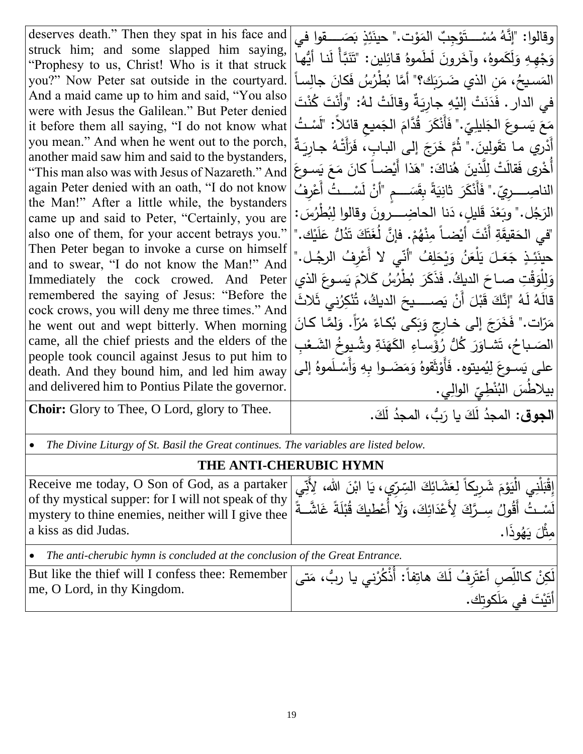| | |
|---|---|
| deserves death." Then they spat in his face and struck him; and some slapped him saying, "Prophesy to us, Christ! Who is it that struck you?" Now Peter sat outside in the courtyard. And a maid came up to him and said, "You also were with Jesus the Galilean." But Peter denied it before them all saying, "I do not know what you mean." And when he went out to the porch, another maid saw him and said to the bystanders, "This man also was with Jesus of Nazareth." And again Peter denied with an oath, "I do not know the Man!" After a little while, the bystanders came up and said to Peter, "Certainly, you are also one of them, for your accent betrays you." Then Peter began to invoke a curse on himself and to swear, "I do not know the Man!" And Immediately the cock crowed. And Peter remembered the saying of Jesus: "Before the cock crows, you will deny me three times." And he went out and wept bitterly. When morning came, all the chief priests and the elders of the people took council against Jesus to put him to death. And they bound him, and led him away and delivered him to Pontius Pilate the governor. | وقالوا: "إنَّهُ مُسْتَوْجِبٌ المَوْت." حينَئِذٍ بَصَقوا في وَجْهِهِ وَلَكَموهُ، وآخَرونَ لَطَموهُ قائِلين: "تَنَبَّأْ لَنا أيُّها المَسيحُ، مَنِ الذي ضَرَبَك؟" أمَّا بُطْرُسُ فَكانَ جالِساً في الدار. فَدَنَتْ إليْهِ جارِيَةٌ وقالَتْ لهُ: "وأَنْتَ كُنْتَ مَعَ يَسوعَ الجَليلِيّ." فَأَنْكَرَ قُدَّامَ الجَميعِ قائلاً: "لَسْتُ أَدْري ما تقَولينَ." ثُمَّ خَرَجَ إلى البابِ، فَرَأَتْهُ جارِيَةٌ أُخْرى فَقالَتْ لِلَّذينَ هُناكَ: "هَذا أَيْضاً كانَ مَعَ يَسوعَ الناصِرِيّ." فَأَنْكَرَ ثانِيَةً بِقَسَمٍ "أنْ لَسْتُ أَعْرِفُ الرَجُل." وبَعْدَ قَليلٍ، دَنا الحاضِرونَ وقالوا لِبُطْرُسَ: "في الحَقيقَةِ أَنْتَ أيْضاً مِنْهُمْ. فإنَّ لُغَتَكَ تَدُلُّ عَلَيْك." حينَئِذٍ جَعَلَ يَلْعَنُ وَيَحْلِفُ "أنّي لا أَعْرِفُ الرجُل." وَلِلْوَقْتِ صاحَ الديكُ. فَذَكَرَ بُطْرُسُ كَلامَ يَسوعَ الذي قالَهُ لَهُ "إنَّكَ قَبْلَ أَنْ يَصيحَ الديكُ، تُنْكِرُني ثَلاثَ مَرّات." فَخَرَجَ إلى خارِجٍ وَبَكى بُكاءً مُرّاً. وَلَمَّا كانَ الصَباحُ، تَشاوَرَ كُلُّ رُؤَساءِ الكَهَنَةِ وشُيوخُ الشَعْبِ على يَسوعَ لِيُميتوه. فَأَوْثَقوهُ وَمَضَوا بِهِ وَأَسْلَموهُ إلى بيلاطُسَ البُنْطِيِّ الوالِي. |
| **Choir:** Glory to Thee, O Lord, glory to Thee. | **الجوق:** المجدُ لَكَ يا رَبُّ، المجدُ لَكَ. |

- *The Divine Liturgy of St. Basil the Great continues. The variables are listed below.*

## THE ANTI-CHERUBIC HYMN

| | |
|---|---|
| Receive me today, O Son of God, as a partaker of thy mystical supper: for I will not speak of thy mystery to thine enemies, neither will I give thee a kiss as did Judas. | إِقْبَلْنِي الْيَوْمَ شَرِيكاً لِعَشَائِكَ السِّرِّي، يَا ابْنَ الله، لِأَنِّي لَسْتُ أَقُولُ سِرَّكَ لِأَعْدَائِكَ، وَلَا أُعْطِيكَ قُبْلَةً غَاشَّةً مِثْلَ يَهُوذَا. |

- *The anti-cherubic hymn is concluded at the conclusion of the Great Entrance.*

| | |
|---|---|
| But like the thief will I confess thee: Remember me, O Lord, in thy Kingdom. | لَكِنْ كاللِّصِ أَعْتَرِفُ لَكَ هاتِفاً: أُذْكُرْني يا ربُّ، مَتى أَتَيْتَ في مَلَكوتِك. |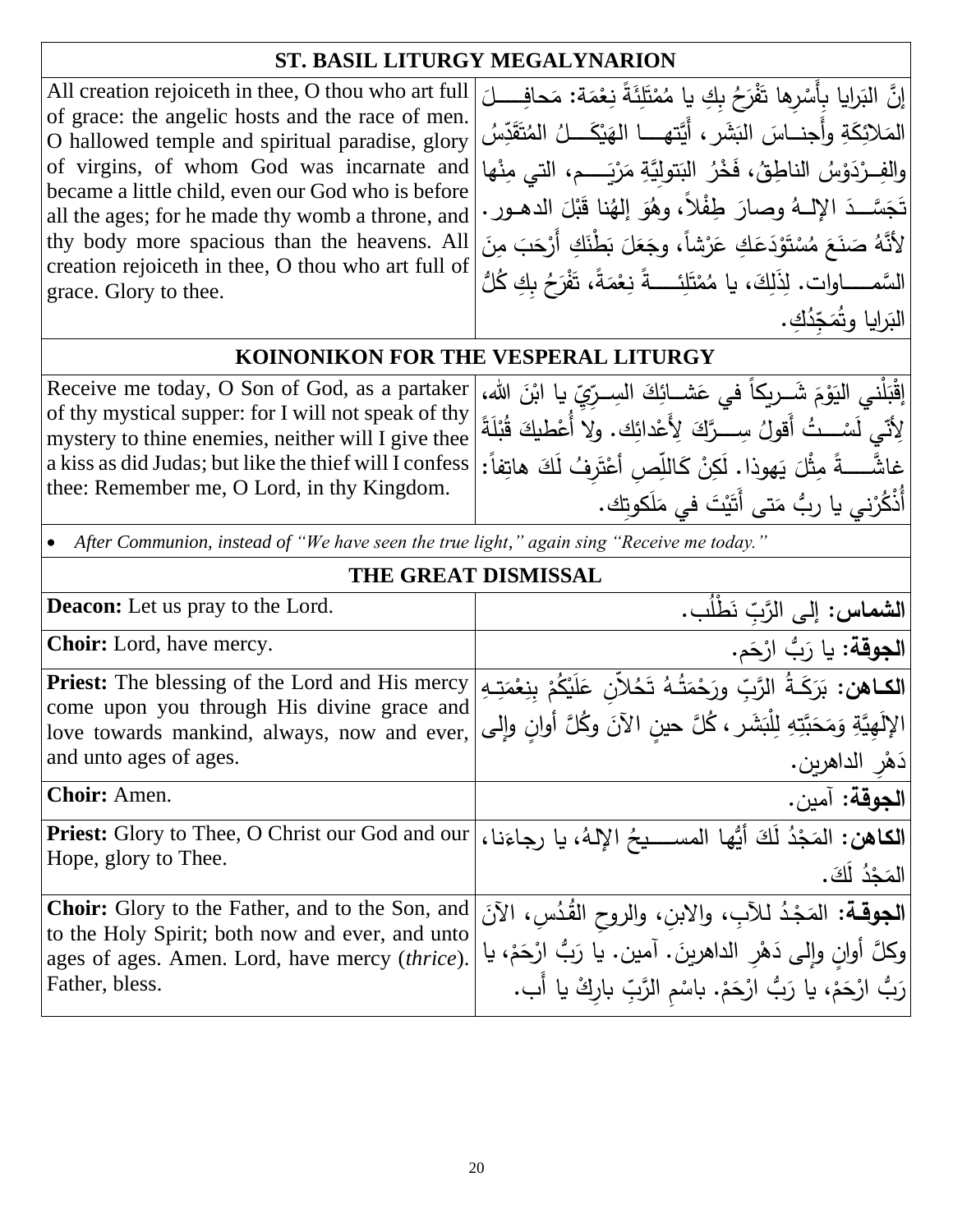| ST. BASIL LITURGY MEGALYNARION | |
|---|---|
| All creation rejoiceth in thee, O thou who art full of grace: the angelic hosts and the race of men. O hallowed temple and spiritual paradise, glory of virgins, of whom God was incarnate and became a little child, even our God who is before all the ages; for he made thy womb a throne, and thy body more spacious than the heavens. All creation rejoiceth in thee, O thou who art full of grace. Glory to thee. | إنَّ البَرايا بِأَسْرِها تَفْرَحُ بِكِ يا مُمْتَلِئَةً نِعْمَة: مَحافِــــلَ المَلائِكَةِ وأَجنــاسَ البَشَر، أَيَّتهـــا الهَيْكَـــلُ المُتَقَدِّسُ والفِـرْدَوْسُ الناطِقُ، فَخْرُ البَتولِيَّةِ مَرْيَــــم، التي مِنْها تَجَسَّـــدَ الإلـهُ وصارَ طِفْلاً، وهُوَ إلهُنا قَبْلَ الدهـور. لأنَّهُ صَنَعَ مُسْتَوْدَعَكِ عَرْشاً، وجَعَلَ بَطْنَكِ أَرْحَبَ مِنَ السَّمـــاوات. لِذَلِكَ، يا مُمْتَلِئَـــةً نِعْمَةً، تَفْرَحُ بِكِ كُلُّ البَرايا وتُمَجِّدُكِ. |
| **KOINONIKON FOR THE VESPERAL LITURGY** | |
| Receive me today, O Son of God, as a partaker of thy mystical supper: for I will not speak of thy mystery to thine enemies, neither will I give thee a kiss as did Judas; but like the thief will I confess thee: Remember me, O Lord, in thy Kingdom. | إقْبَلْني اليَوْمَ شَـريكاً في عَشـائِكَ السِـرِّيِّ يا ابْنَ الله، لِأنّي لَسْـــتُ أَقولُ سِـــرَّكَ لِأَعْدائِك. ولا أُعْطيكَ قُبْلَةً غاشَّـــةً مِثْلَ يَهوذا. لَكِنْ كَاللِّصِ أعْتَرِفُ لَكَ هاتِفاً: أُذْكُرْني يا ربُّ مَتى أَتَيْتَ في مَلَكوتِك. |
| • *After Communion, instead of "We have seen the true light," again sing "Receive me today."* | |
| **THE GREAT DISMISSAL** | |
| **Deacon:** Let us pray to the Lord. | **الشماس:** إلى الرَّبِّ نَطْلُب. |
| **Choir:** Lord, have mercy. | **الجوقة:** يا رَبُّ ارْحَم. |
| **Priest:** The blessing of the Lord and His mercy come upon you through His divine grace and love towards mankind, always, now and ever, and unto ages of ages. | **الكـاهن:** بَرَكَـةُ الرَّبِّ ورَحْمَتُـهُ تَحُلّانِ عَلَيْكُمْ بِنِعْمَتِـهِ الإلَهِيَّةِ وَمَحَبَّتِهِ لِلْبَشَر، كُلَّ حينٍ الآنَ وكُلَّ أوانٍ وإلى دَهْرِ الداهرين. |
| **Choir:** Amen. | **الجوقة:** آمين. |
| **Priest:** Glory to Thee, O Christ our God and our Hope, glory to Thee. | **الكاهن:** المَجْدُ لَكَ أَيُّها المســيحُ الإلهُ، يا رجاءَنا، المَجْدُ لَكَ. |
| **Choir:** Glory to the Father, and to the Son, and to the Holy Spirit; both now and ever, and unto ages of ages. Amen. Lord, have mercy (*thrice*). Father, bless. | **الجوقـة:** المَجْدُ للآبِ، والابنِ، والروحِ القُدُسِ، الآنَ وكلَّ أوانٍ وإلى دَهْرِ الداهرينَ. آمين. يا رَبُّ ارْحَمْ، يا رَبُّ ارْحَمْ، يا رَبُّ ارْحَمْ. باسْمِ الرَّبِّ بارِكْ يا أَب. |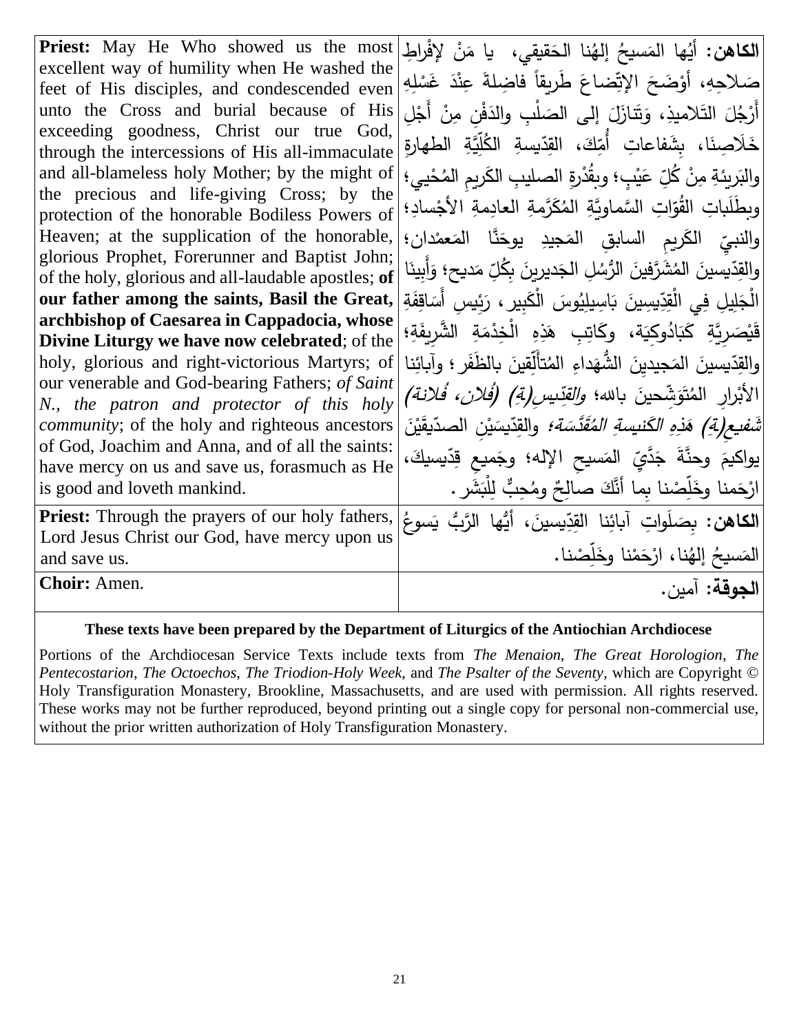| | |
|---|---|
| **Priest:** May He Who showed us the most excellent way of humility when He washed the feet of His disciples, and condescended even unto the Cross and burial because of His exceeding goodness, Christ our true God, through the intercessions of His all-immaculate and all-blameless holy Mother; by the might of the precious and life-giving Cross; by the protection of the honorable Bodiless Powers of Heaven; at the supplication of the honorable, glorious Prophet, Forerunner and Baptist John; of the holy, glorious and all-laudable apostles; **of our father among the saints, Basil the Great, archbishop of Caesarea in Cappadocia, whose Divine Liturgy we have now celebrated**; of the holy, glorious and right-victorious Martyrs; of our venerable and God-bearing Fathers; *of Saint N., the patron and protector of this holy community*; of the holy and righteous ancestors of God, Joachim and Anna, and of all the saints: have mercy on us and save us, forasmuch as He is good and loveth mankind. | **الكاهن:** أيُها المَسيحُ إلهُنا الحَقيقي، يا مَنْ لإفْراطِ صَلاحِهِ، أوْضَحَ الإتّضاعَ طَريقاً فاضِلةَ عِنْدَ غَسْلِهِ أَرْجُلَ التَلاميذِ، وَتَنازَلَ إلى الصَلْبِ والدَفْنِ مِنْ أَجْلِ خَلَاصِنَا، بِشَفاعاتِ أُمِّكَ، القِدّيسةِ الكُلِّيَّةِ الطهارةِ والبَريئةِ مِنْ كُلِّ عَيْبٍ؛ وبِقُدْرةِ الصليبِ الكَريمِ المُحْيي؛ وبِطَلَباتِ القُوّاتِ السَّماويَّةِ المُكَرَّمةِ العادِمةِ الأجْسادِ؛ والنبيِّ الكَريمِ السابقِ المَجيدِ يوحَنَّا المَعمْدان؛ والقِدّيسينَ المُشَرَّفينَ الرُّسُلِ الجَديرينَ بِكُلِّ مَديح؛ وَأَبِينَا الْجَلِيلِ فِي الْقِدِّيسِينَ بَاسِيلِيُوسَ الْكَبِيرِ، رَئِيسِ أَسَاقِفَةِ قَيْصَرِيَّةِ كَبَادُوكِيَة، وكَاتِبِ هَذِهِ الْخِدْمَةِ الشَّرِيفَةِ؛ والقِدّيسينَ المَجيدينَ الشُّهَداءِ المُتأَلِّقينَ بالظَفَر؛ وآبائِنا الأبْرارِ المُتَوَشِّحينَ بالله؛ *والقِدّيس(ةِ) (فُلان، فُلانة) شَفيع(ةِ) هَذِهِ الكَنيسةِ المُقَدَّسَة؛* والقِدّيسَيْنِ الصدّيقَيْنَ يواكيمَ وحنَّةَ جَدَّيِّ المَسيحِ الإله؛ وجَميعِ قِدّيسيكَ، ارْحَمنا وخَلِّصْنا بِما أنَّكَ صالحٌ ومُحِبٌّ لِلْبَشَر. |
| **Priest:** Through the prayers of our holy fathers, Lord Jesus Christ our God, have mercy upon us and save us. | **الكاهن:** بِصَلَواتِ آبائِنا القِدّيسينَ، أيُّها الرَّبُّ يَسوعُ المَسيحُ إلهُنا، ارْحَمْنا وخَلِّصْنا. |
| **Choir:** Amen. | **الجوقة:** آمين. |

**These texts have been prepared by the Department of Liturgics of the Antiochian Archdiocese**

Portions of the Archdiocesan Service Texts include texts from *The Menaion*, *The Great Horologion*, *The Pentecostarion*, *The Octoechos*, *The Triodion-Holy Week*, and *The Psalter of the Seventy*, which are Copyright © Holy Transfiguration Monastery, Brookline, Massachusetts, and are used with permission. All rights reserved. These works may not be further reproduced, beyond printing out a single copy for personal non-commercial use, without the prior written authorization of Holy Transfiguration Monastery.